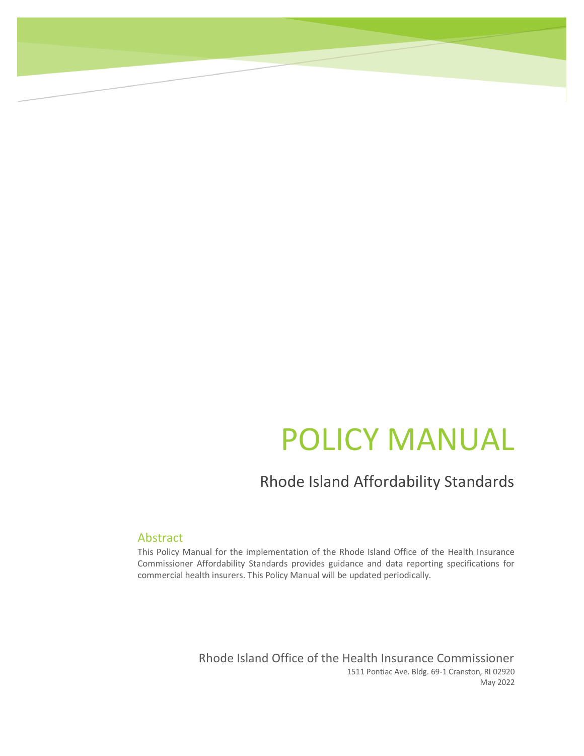# POLICY MANUAL

## Rhode Island Affordability Standards

### Abstract

This Policy Manual for the implementation of the Rhode Island Office of the Health Insurance Commissioner Affordability Standards provides guidance and data reporting specifications for commercial health insurers. This Policy Manual will be updated periodically.

Rhode Island Office of the Health Insurance Commissioner

1511 Pontiac Ave. Bldg. 69-1 Cranston, RI 02920

May 2022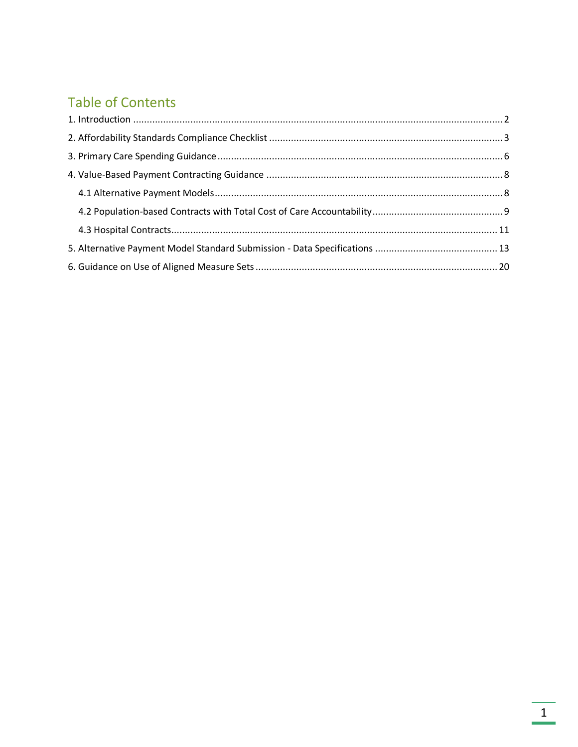## Table of Contents

1. Introduction ........................................................................................................................................ 2
2. Affordability Standards Compliance Checklist ..................................................................................... 3
3. Primary Care Spending Guidance ........................................................................................................ 6
4. Value-Based Payment Contracting Guidance ...................................................................................... 8
   - 4.1 Alternative Payment Models ......................................................................................................... 8
   - 4.2 Population-based Contracts with Total Cost of Care Accountability ................................................ 9
   - 4.3 Hospital Contracts ....................................................................................................................... 11
5. Alternative Payment Model Standard Submission - Data Specifications ............................................ 13
6. Guidance on Use of Aligned Measure Sets ........................................................................................ 20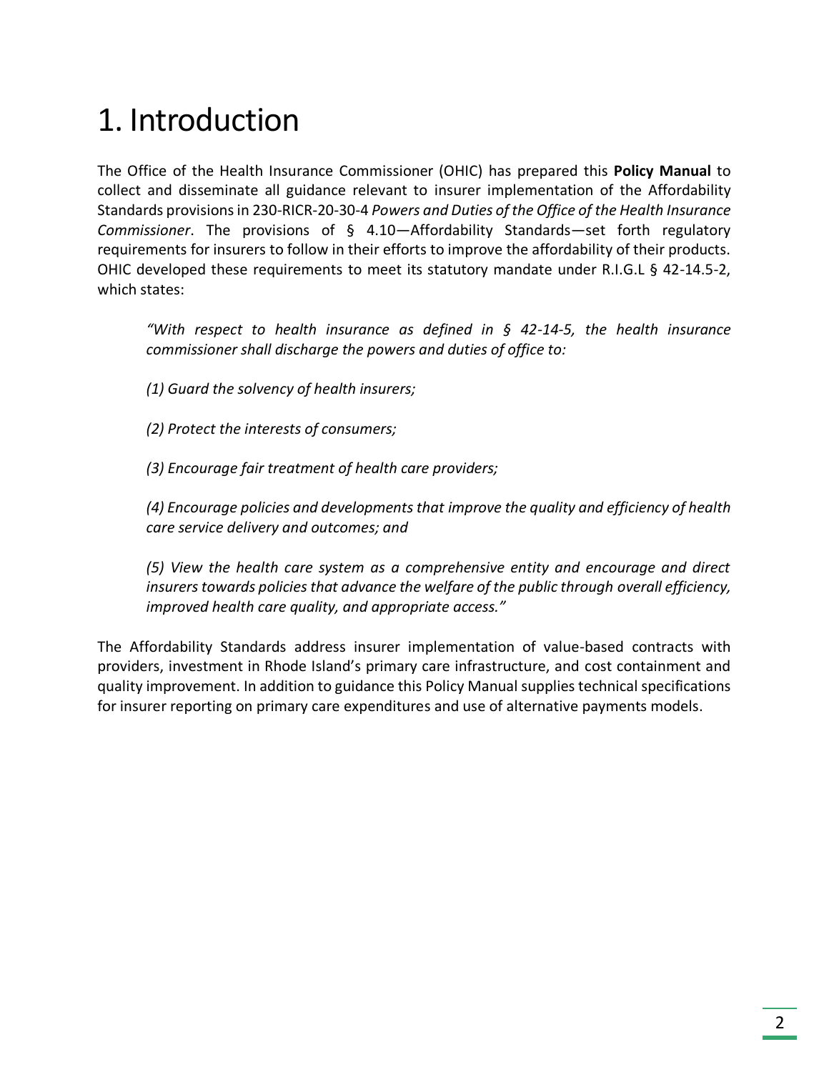# 1. Introduction

The Office of the Health Insurance Commissioner (OHIC) has prepared this **Policy Manual** to collect and disseminate all guidance relevant to insurer implementation of the Affordability Standards provisions in 230-RICR-20-30-4 *Powers and Duties of the Office of the Health Insurance Commissioner*. The provisions of § 4.10—Affordability Standards—set forth regulatory requirements for insurers to follow in their efforts to improve the affordability of their products. OHIC developed these requirements to meet its statutory mandate under R.I.G.L § 42-14.5-2, which states:

> *"With respect to health insurance as defined in § 42-14-5, the health insurance commissioner shall discharge the powers and duties of office to:*
>
> *(1) Guard the solvency of health insurers;*
>
> *(2) Protect the interests of consumers;*
>
> *(3) Encourage fair treatment of health care providers;*
>
> *(4) Encourage policies and developments that improve the quality and efficiency of health care service delivery and outcomes; and*
>
> *(5) View the health care system as a comprehensive entity and encourage and direct insurers towards policies that advance the welfare of the public through overall efficiency, improved health care quality, and appropriate access."*

The Affordability Standards address insurer implementation of value-based contracts with providers, investment in Rhode Island's primary care infrastructure, and cost containment and quality improvement. In addition to guidance this Policy Manual supplies technical specifications for insurer reporting on primary care expenditures and use of alternative payments models.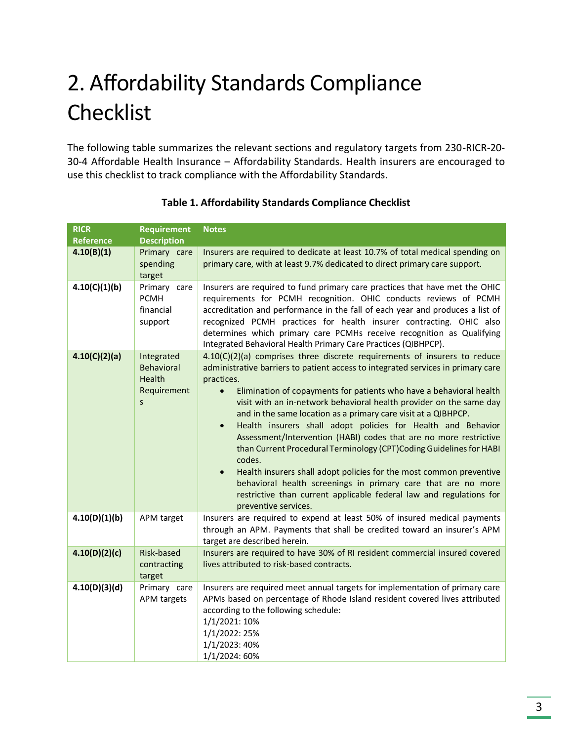# 2. Affordability Standards Compliance Checklist

The following table summarizes the relevant sections and regulatory targets from 230-RICR-20-30-4 Affordable Health Insurance – Affordability Standards. Health insurers are encouraged to use this checklist to track compliance with the Affordability Standards.

**Table 1. Affordability Standards Compliance Checklist**

| RICR Reference | Requirement Description | Notes |
|---|---|---|
| **4.10(B)(1)** | Primary care spending target | Insurers are required to dedicate at least 10.7% of total medical spending on primary care, with at least 9.7% dedicated to direct primary care support. |
| **4.10(C)(1)(b)** | Primary care PCMH financial support | Insurers are required to fund primary care practices that have met the OHIC requirements for PCMH recognition. OHIC conducts reviews of PCMH accreditation and performance in the fall of each year and produces a list of recognized PCMH practices for health insurer contracting. OHIC also determines which primary care PCMHs receive recognition as Qualifying Integrated Behavioral Health Primary Care Practices (QIBHPCP). |
| **4.10(C)(2)(a)** | Integrated Behavioral Health Requirements | 4.10(C)(2)(a) comprises three discrete requirements of insurers to reduce administrative barriers to patient access to integrated services in primary care practices.<br>• Elimination of copayments for patients who have a behavioral health visit with an in-network behavioral health provider on the same day and in the same location as a primary care visit at a QIBHPCP.<br>• Health insurers shall adopt policies for Health and Behavior Assessment/Intervention (HABI) codes that are no more restrictive than Current Procedural Terminology (CPT)Coding Guidelines for HABI codes.<br>• Health insurers shall adopt policies for the most common preventive behavioral health screenings in primary care that are no more restrictive than current applicable federal law and regulations for preventive services. |
| **4.10(D)(1)(b)** | APM target | Insurers are required to expend at least 50% of insured medical payments through an APM. Payments that shall be credited toward an insurer's APM target are described herein. |
| **4.10(D)(2)(c)** | Risk-based contracting target | Insurers are required to have 30% of RI resident commercial insured covered lives attributed to risk-based contracts. |
| **4.10(D)(3)(d)** | Primary care APM targets | Insurers are required meet annual targets for implementation of primary care APMs based on percentage of Rhode Island resident covered lives attributed according to the following schedule:<br>1/1/2021: 10%<br>1/1/2022: 25%<br>1/1/2023: 40%<br>1/1/2024: 60% |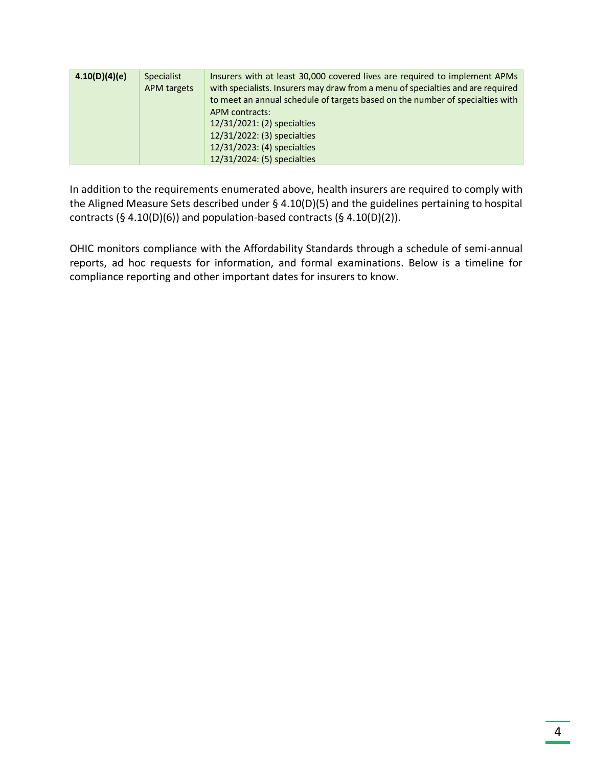| | | |
|---|---|---|
| **4.10(D)(4)(e)** | Specialist APM targets | Insurers with at least 30,000 covered lives are required to implement APMs with specialists. Insurers may draw from a menu of specialties and are required to meet an annual schedule of targets based on the number of specialties with APM contracts:<br>12/31/2021: (2) specialties<br>12/31/2022: (3) specialties<br>12/31/2023: (4) specialties<br>12/31/2024: (5) specialties |

In addition to the requirements enumerated above, health insurers are required to comply with the Aligned Measure Sets described under § 4.10(D)(5) and the guidelines pertaining to hospital contracts (§ 4.10(D)(6)) and population-based contracts (§ 4.10(D)(2)).

OHIC monitors compliance with the Affordability Standards through a schedule of semi-annual reports, ad hoc requests for information, and formal examinations. Below is a timeline for compliance reporting and other important dates for insurers to know.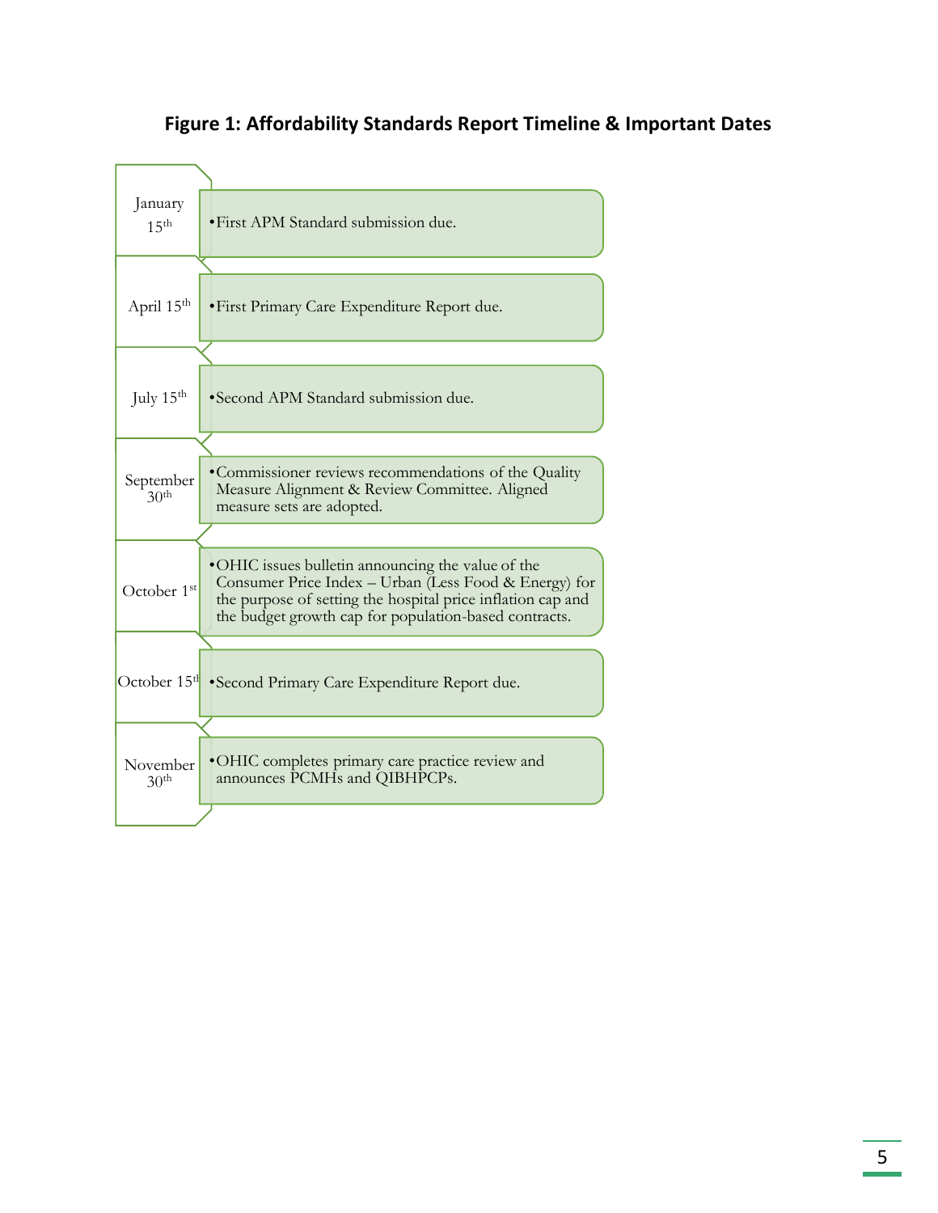**Figure 1: Affordability Standards Report Timeline & Important Dates**

| Date | Event |
| --- | --- |
| January 15th | • First APM Standard submission due. |
| April 15th | • First Primary Care Expenditure Report due. |
| July 15th | • Second APM Standard submission due. |
| September 30th | • Commissioner reviews recommendations of the Quality Measure Alignment & Review Committee. Aligned measure sets are adopted. |
| October 1st | • OHIC issues bulletin announcing the value of the Consumer Price Index – Urban (Less Food & Energy) for the purpose of setting the hospital price inflation cap and the budget growth cap for population-based contracts. |
| October 15th | • Second Primary Care Expenditure Report due. |
| November 30th | • OHIC completes primary care practice review and announces PCMHs and QIBHPCPs. |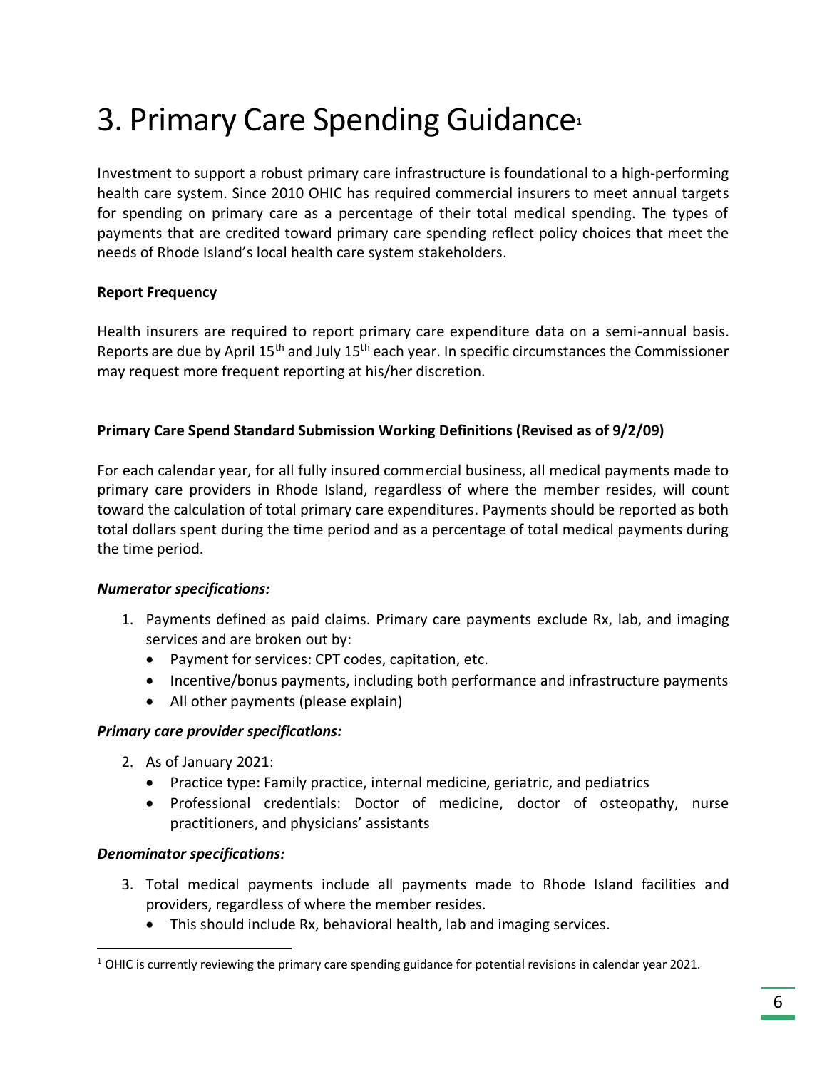# 3. Primary Care Spending Guidance[1]

Investment to support a robust primary care infrastructure is foundational to a high-performing health care system. Since 2010 OHIC has required commercial insurers to meet annual targets for spending on primary care as a percentage of their total medical spending. The types of payments that are credited toward primary care spending reflect policy choices that meet the needs of Rhode Island's local health care system stakeholders.

**Report Frequency**

Health insurers are required to report primary care expenditure data on a semi-annual basis. Reports are due by April 15th and July 15th each year. In specific circumstances the Commissioner may request more frequent reporting at his/her discretion.

**Primary Care Spend Standard Submission Working Definitions (Revised as of 9/2/09)**

For each calendar year, for all fully insured commercial business, all medical payments made to primary care providers in Rhode Island, regardless of where the member resides, will count toward the calculation of total primary care expenditures. Payments should be reported as both total dollars spent during the time period and as a percentage of total medical payments during the time period.

***Numerator specifications:***

1. Payments defined as paid claims. Primary care payments exclude Rx, lab, and imaging services and are broken out by:
    - Payment for services: CPT codes, capitation, etc.
    - Incentive/bonus payments, including both performance and infrastructure payments
    - All other payments (please explain)

***Primary care provider specifications:***

2. As of January 2021:
    - Practice type: Family practice, internal medicine, geriatric, and pediatrics
    - Professional credentials: Doctor of medicine, doctor of osteopathy, nurse practitioners, and physicians' assistants

***Denominator specifications:***

3. Total medical payments include all payments made to Rhode Island facilities and providers, regardless of where the member resides.
    - This should include Rx, behavioral health, lab and imaging services.

[1] OHIC is currently reviewing the primary care spending guidance for potential revisions in calendar year 2021.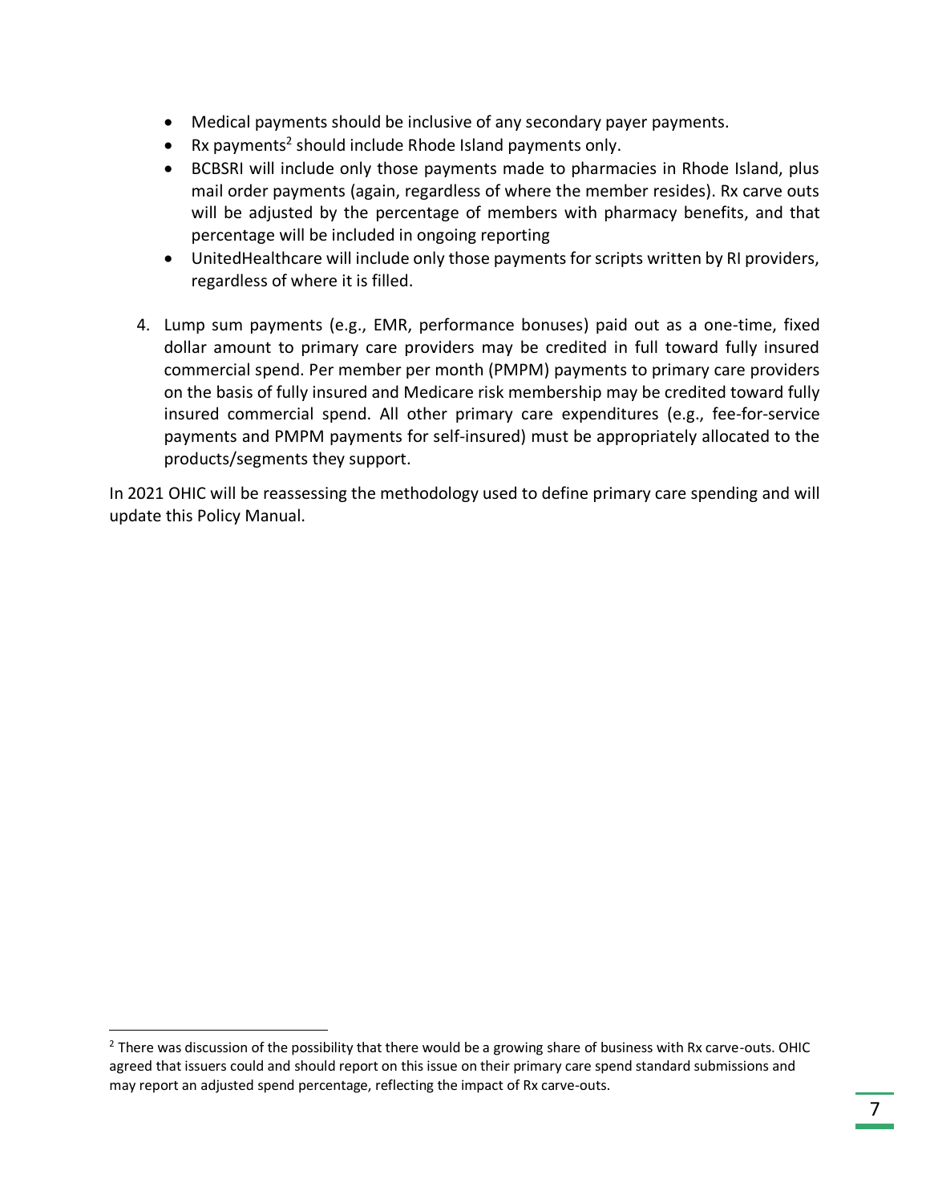- Medical payments should be inclusive of any secondary payer payments.
- Rx payments[2] should include Rhode Island payments only.
- BCBSRI will include only those payments made to pharmacies in Rhode Island, plus mail order payments (again, regardless of where the member resides). Rx carve outs will be adjusted by the percentage of members with pharmacy benefits, and that percentage will be included in ongoing reporting
- UnitedHealthcare will include only those payments for scripts written by RI providers, regardless of where it is filled.

4. Lump sum payments (e.g., EMR, performance bonuses) paid out as a one-time, fixed dollar amount to primary care providers may be credited in full toward fully insured commercial spend. Per member per month (PMPM) payments to primary care providers on the basis of fully insured and Medicare risk membership may be credited toward fully insured commercial spend. All other primary care expenditures (e.g., fee-for-service payments and PMPM payments for self-insured) must be appropriately allocated to the products/segments they support.

In 2021 OHIC will be reassessing the methodology used to define primary care spending and will update this Policy Manual.

[2] There was discussion of the possibility that there would be a growing share of business with Rx carve-outs. OHIC agreed that issuers could and should report on this issue on their primary care spend standard submissions and may report an adjusted spend percentage, reflecting the impact of Rx carve-outs.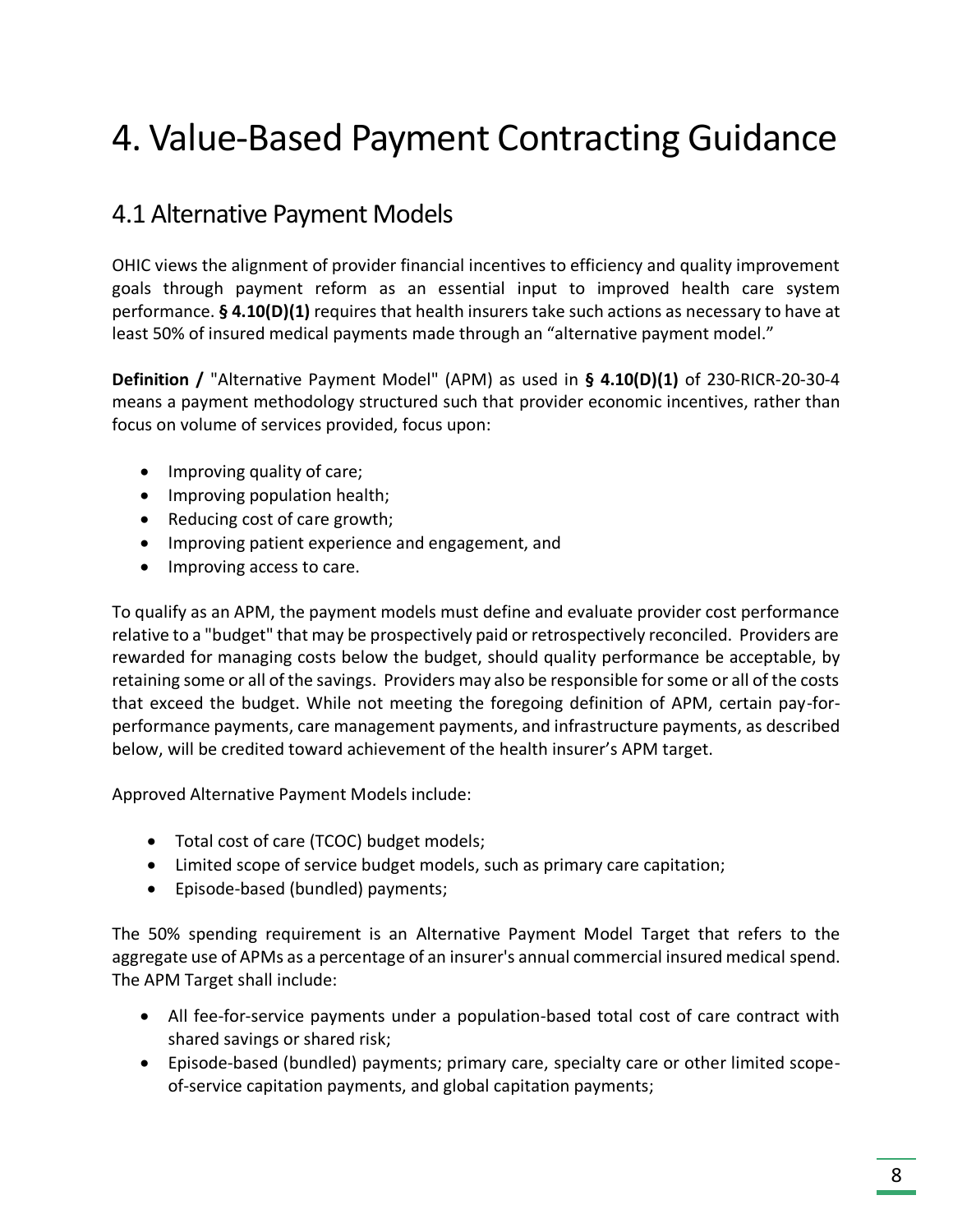# 4. Value-Based Payment Contracting Guidance

## 4.1 Alternative Payment Models

OHIC views the alignment of provider financial incentives to efficiency and quality improvement goals through payment reform as an essential input to improved health care system performance. **§ 4.10(D)(1)** requires that health insurers take such actions as necessary to have at least 50% of insured medical payments made through an "alternative payment model."

**Definition /** "Alternative Payment Model" (APM) as used in **§ 4.10(D)(1)** of 230-RICR-20-30-4 means a payment methodology structured such that provider economic incentives, rather than focus on volume of services provided, focus upon:

- Improving quality of care;
- Improving population health;
- Reducing cost of care growth;
- Improving patient experience and engagement, and
- Improving access to care.

To qualify as an APM, the payment models must define and evaluate provider cost performance relative to a "budget" that may be prospectively paid or retrospectively reconciled. Providers are rewarded for managing costs below the budget, should quality performance be acceptable, by retaining some or all of the savings. Providers may also be responsible for some or all of the costs that exceed the budget. While not meeting the foregoing definition of APM, certain pay-for-performance payments, care management payments, and infrastructure payments, as described below, will be credited toward achievement of the health insurer's APM target.

Approved Alternative Payment Models include:

- Total cost of care (TCOC) budget models;
- Limited scope of service budget models, such as primary care capitation;
- Episode-based (bundled) payments;

The 50% spending requirement is an Alternative Payment Model Target that refers to the aggregate use of APMs as a percentage of an insurer's annual commercial insured medical spend. The APM Target shall include:

- All fee-for-service payments under a population-based total cost of care contract with shared savings or shared risk;
- Episode-based (bundled) payments; primary care, specialty care or other limited scope-of-service capitation payments, and global capitation payments;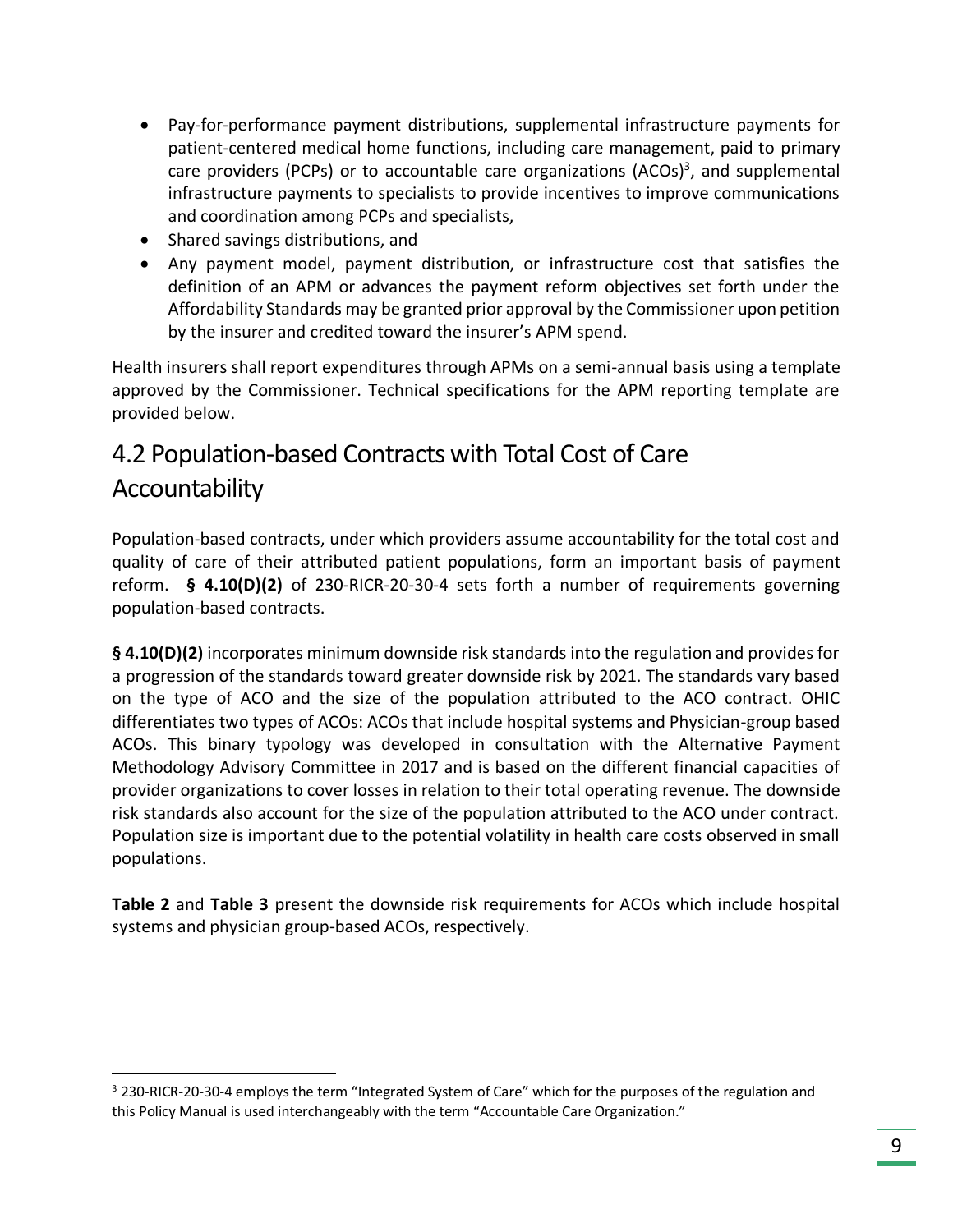- Pay-for-performance payment distributions, supplemental infrastructure payments for patient-centered medical home functions, including care management, paid to primary care providers (PCPs) or to accountable care organizations (ACOs)[3], and supplemental infrastructure payments to specialists to provide incentives to improve communications and coordination among PCPs and specialists,
- Shared savings distributions, and
- Any payment model, payment distribution, or infrastructure cost that satisfies the definition of an APM or advances the payment reform objectives set forth under the Affordability Standards may be granted prior approval by the Commissioner upon petition by the insurer and credited toward the insurer's APM spend.

Health insurers shall report expenditures through APMs on a semi-annual basis using a template approved by the Commissioner. Technical specifications for the APM reporting template are provided below.

## 4.2 Population-based Contracts with Total Cost of Care Accountability

Population-based contracts, under which providers assume accountability for the total cost and quality of care of their attributed patient populations, form an important basis of payment reform. **§ 4.10(D)(2)** of 230-RICR-20-30-4 sets forth a number of requirements governing population-based contracts.

**§ 4.10(D)(2)** incorporates minimum downside risk standards into the regulation and provides for a progression of the standards toward greater downside risk by 2021. The standards vary based on the type of ACO and the size of the population attributed to the ACO contract. OHIC differentiates two types of ACOs: ACOs that include hospital systems and Physician-group based ACOs. This binary typology was developed in consultation with the Alternative Payment Methodology Advisory Committee in 2017 and is based on the different financial capacities of provider organizations to cover losses in relation to their total operating revenue. The downside risk standards also account for the size of the population attributed to the ACO under contract. Population size is important due to the potential volatility in health care costs observed in small populations.

**Table 2** and **Table 3** present the downside risk requirements for ACOs which include hospital systems and physician group-based ACOs, respectively.

[3] 230-RICR-20-30-4 employs the term "Integrated System of Care" which for the purposes of the regulation and this Policy Manual is used interchangeably with the term "Accountable Care Organization."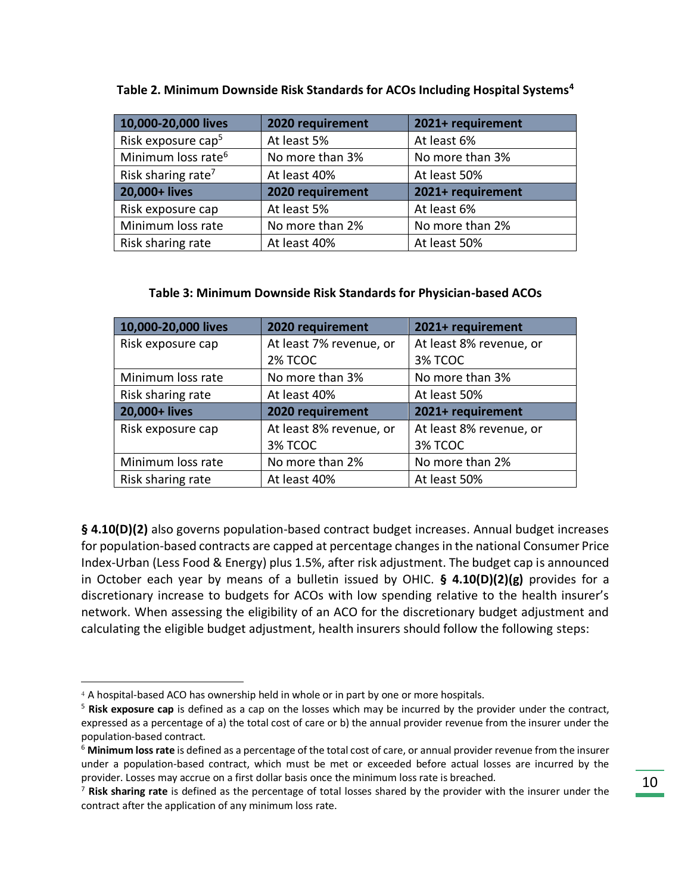**Table 2. Minimum Downside Risk Standards for ACOs Including Hospital Systems[4]**

| 10,000-20,000 lives | 2020 requirement | 2021+ requirement |
|---|---|---|
| Risk exposure cap[5] | At least 5% | At least 6% |
| Minimum loss rate[6] | No more than 3% | No more than 3% |
| Risk sharing rate[7] | At least 40% | At least 50% |
| **20,000+ lives** | **2020 requirement** | **2021+ requirement** |
| Risk exposure cap | At least 5% | At least 6% |
| Minimum loss rate | No more than 2% | No more than 2% |
| Risk sharing rate | At least 40% | At least 50% |

**Table 3: Minimum Downside Risk Standards for Physician-based ACOs**

| 10,000-20,000 lives | 2020 requirement | 2021+ requirement |
|---|---|---|
| Risk exposure cap | At least 7% revenue, or 2% TCOC | At least 8% revenue, or 3% TCOC |
| Minimum loss rate | No more than 3% | No more than 3% |
| Risk sharing rate | At least 40% | At least 50% |
| **20,000+ lives** | **2020 requirement** | **2021+ requirement** |
| Risk exposure cap | At least 8% revenue, or 3% TCOC | At least 8% revenue, or 3% TCOC |
| Minimum loss rate | No more than 2% | No more than 2% |
| Risk sharing rate | At least 40% | At least 50% |

**§ 4.10(D)(2)** also governs population-based contract budget increases. Annual budget increases for population-based contracts are capped at percentage changes in the national Consumer Price Index-Urban (Less Food & Energy) plus 1.5%, after risk adjustment. The budget cap is announced in October each year by means of a bulletin issued by OHIC. **§ 4.10(D)(2)(g)** provides for a discretionary increase to budgets for ACOs with low spending relative to the health insurer's network. When assessing the eligibility of an ACO for the discretionary budget adjustment and calculating the eligible budget adjustment, health insurers should follow the following steps:

---

[4] A hospital-based ACO has ownership held in whole or in part by one or more hospitals.

[5] **Risk exposure cap** is defined as a cap on the losses which may be incurred by the provider under the contract, expressed as a percentage of a) the total cost of care or b) the annual provider revenue from the insurer under the population-based contract.

[6] **Minimum loss rate** is defined as a percentage of the total cost of care, or annual provider revenue from the insurer under a population-based contract, which must be met or exceeded before actual losses are incurred by the provider. Losses may accrue on a first dollar basis once the minimum loss rate is breached.

[7] **Risk sharing rate** is defined as the percentage of total losses shared by the provider with the insurer under the contract after the application of any minimum loss rate.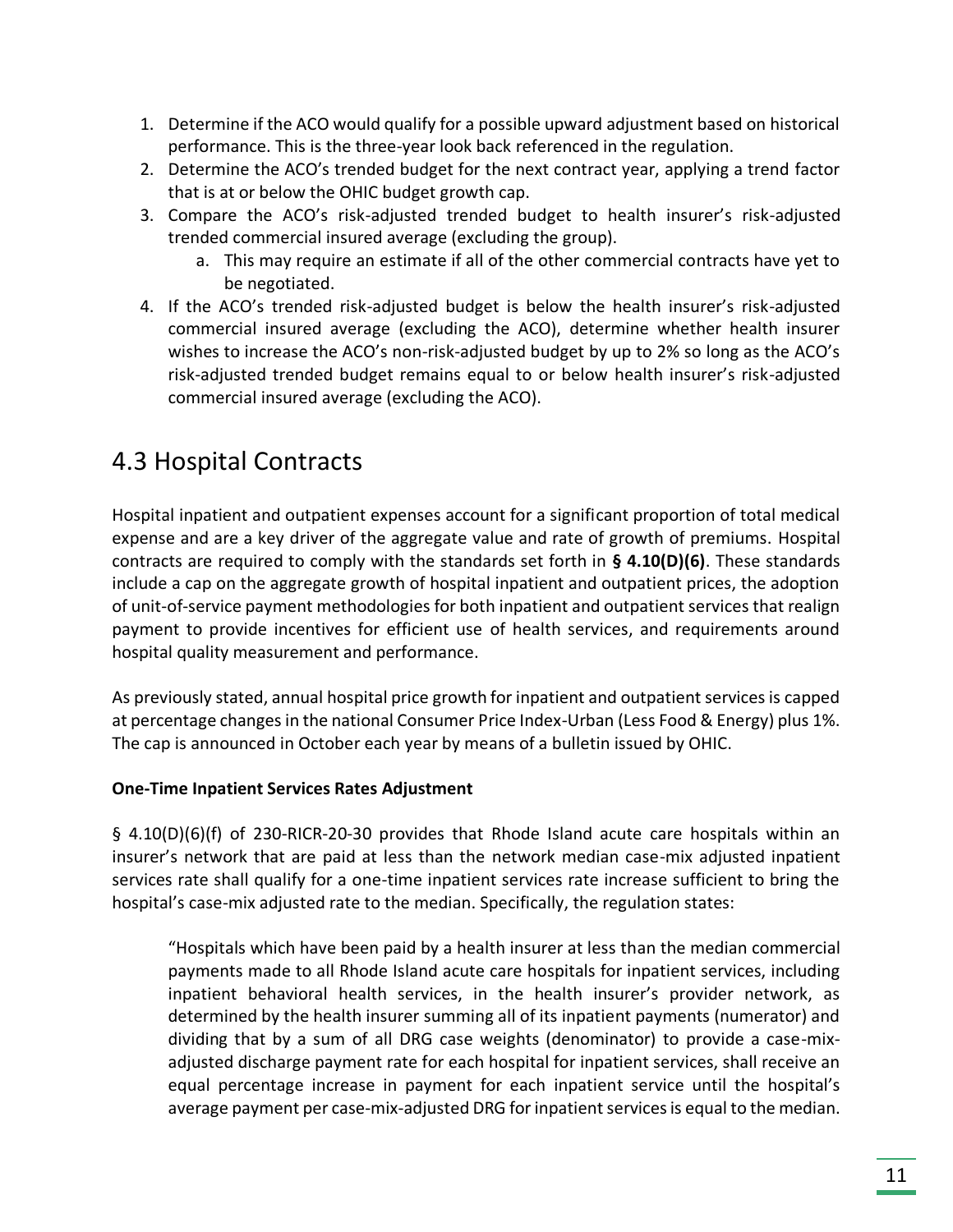1. Determine if the ACO would qualify for a possible upward adjustment based on historical performance. This is the three-year look back referenced in the regulation.
2. Determine the ACO's trended budget for the next contract year, applying a trend factor that is at or below the OHIC budget growth cap.
3. Compare the ACO's risk-adjusted trended budget to health insurer's risk-adjusted trended commercial insured average (excluding the group).
   a. This may require an estimate if all of the other commercial contracts have yet to be negotiated.
4. If the ACO's trended risk-adjusted budget is below the health insurer's risk-adjusted commercial insured average (excluding the ACO), determine whether health insurer wishes to increase the ACO's non-risk-adjusted budget by up to 2% so long as the ACO's risk-adjusted trended budget remains equal to or below health insurer's risk-adjusted commercial insured average (excluding the ACO).

## 4.3 Hospital Contracts

Hospital inpatient and outpatient expenses account for a significant proportion of total medical expense and are a key driver of the aggregate value and rate of growth of premiums. Hospital contracts are required to comply with the standards set forth in **§ 4.10(D)(6)**. These standards include a cap on the aggregate growth of hospital inpatient and outpatient prices, the adoption of unit-of-service payment methodologies for both inpatient and outpatient services that realign payment to provide incentives for efficient use of health services, and requirements around hospital quality measurement and performance.

As previously stated, annual hospital price growth for inpatient and outpatient services is capped at percentage changes in the national Consumer Price Index-Urban (Less Food & Energy) plus 1%. The cap is announced in October each year by means of a bulletin issued by OHIC.

**One-Time Inpatient Services Rates Adjustment**

§ 4.10(D)(6)(f) of 230-RICR-20-30 provides that Rhode Island acute care hospitals within an insurer's network that are paid at less than the network median case-mix adjusted inpatient services rate shall qualify for a one-time inpatient services rate increase sufficient to bring the hospital's case-mix adjusted rate to the median. Specifically, the regulation states:

> "Hospitals which have been paid by a health insurer at less than the median commercial payments made to all Rhode Island acute care hospitals for inpatient services, including inpatient behavioral health services, in the health insurer's provider network, as determined by the health insurer summing all of its inpatient payments (numerator) and dividing that by a sum of all DRG case weights (denominator) to provide a case-mix-adjusted discharge payment rate for each hospital for inpatient services, shall receive an equal percentage increase in payment for each inpatient service until the hospital's average payment per case-mix-adjusted DRG for inpatient services is equal to the median.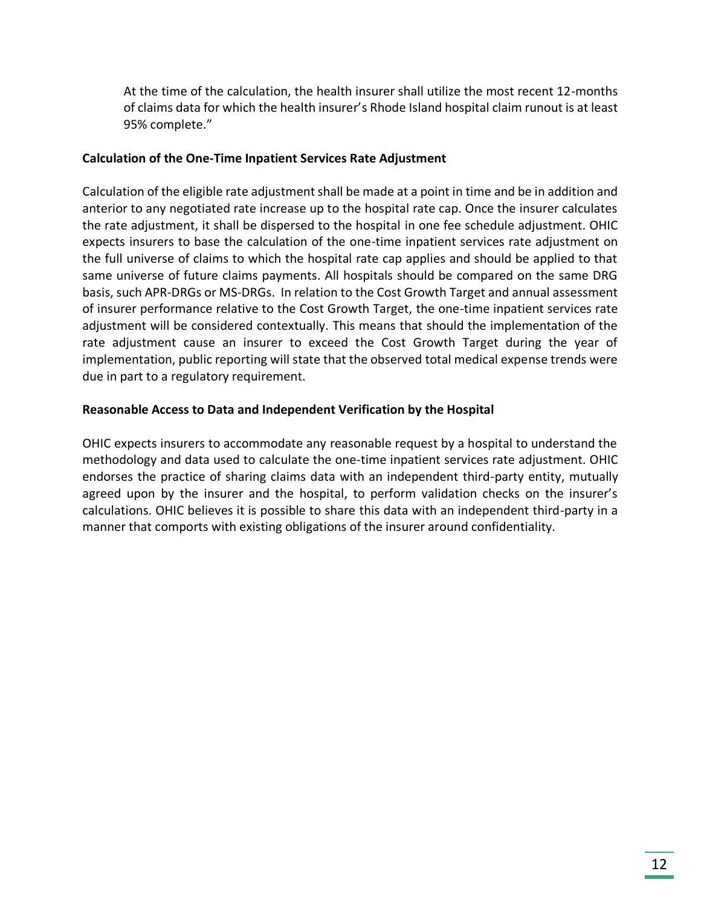> At the time of the calculation, the health insurer shall utilize the most recent 12-months of claims data for which the health insurer's Rhode Island hospital claim runout is at least 95% complete."

**Calculation of the One-Time Inpatient Services Rate Adjustment**

Calculation of the eligible rate adjustment shall be made at a point in time and be in addition and anterior to any negotiated rate increase up to the hospital rate cap. Once the insurer calculates the rate adjustment, it shall be dispersed to the hospital in one fee schedule adjustment. OHIC expects insurers to base the calculation of the one-time inpatient services rate adjustment on the full universe of claims to which the hospital rate cap applies and should be applied to that same universe of future claims payments. All hospitals should be compared on the same DRG basis, such APR-DRGs or MS-DRGs. In relation to the Cost Growth Target and annual assessment of insurer performance relative to the Cost Growth Target, the one-time inpatient services rate adjustment will be considered contextually. This means that should the implementation of the rate adjustment cause an insurer to exceed the Cost Growth Target during the year of implementation, public reporting will state that the observed total medical expense trends were due in part to a regulatory requirement.

**Reasonable Access to Data and Independent Verification by the Hospital**

OHIC expects insurers to accommodate any reasonable request by a hospital to understand the methodology and data used to calculate the one-time inpatient services rate adjustment. OHIC endorses the practice of sharing claims data with an independent third-party entity, mutually agreed upon by the insurer and the hospital, to perform validation checks on the insurer's calculations. OHIC believes it is possible to share this data with an independent third-party in a manner that comports with existing obligations of the insurer around confidentiality.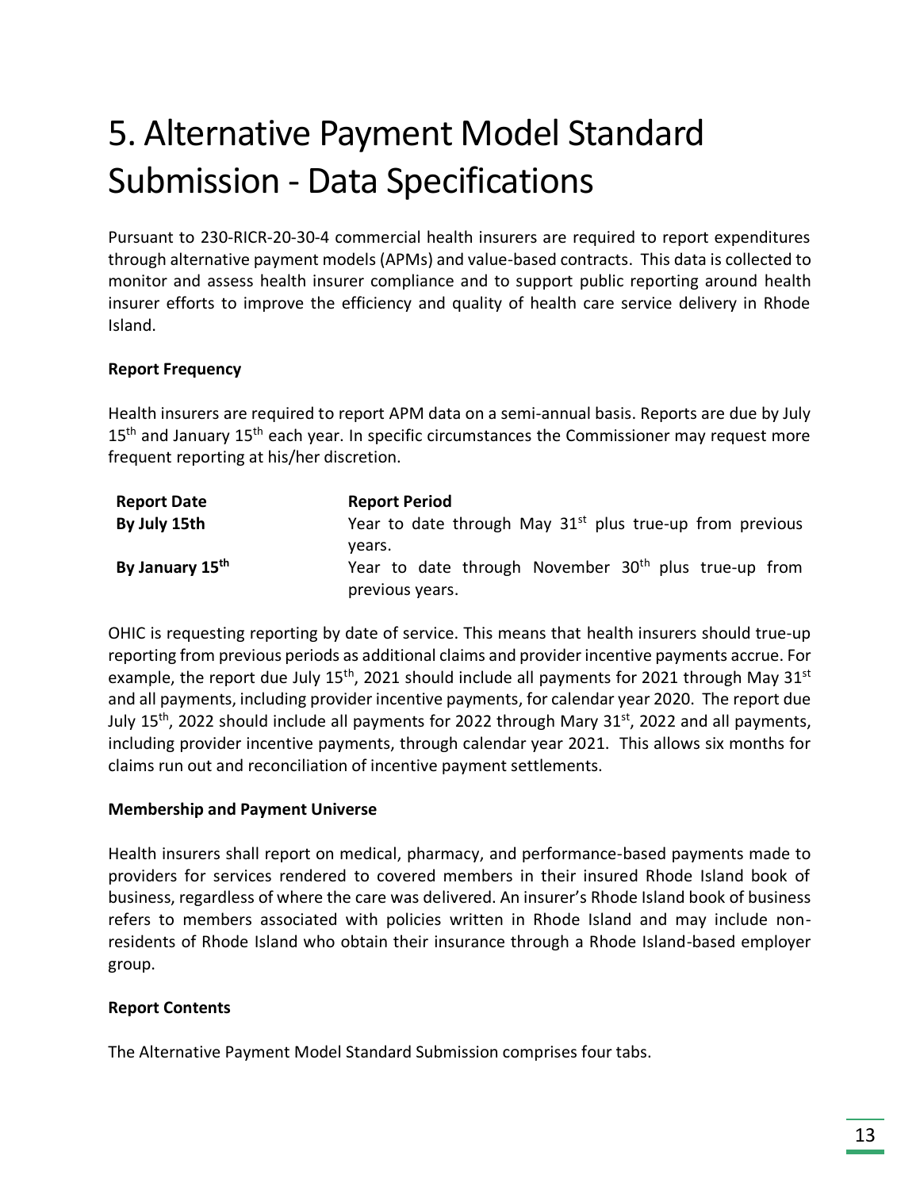# 5. Alternative Payment Model Standard Submission - Data Specifications

Pursuant to 230-RICR-20-30-4 commercial health insurers are required to report expenditures through alternative payment models (APMs) and value-based contracts. This data is collected to monitor and assess health insurer compliance and to support public reporting around health insurer efforts to improve the efficiency and quality of health care service delivery in Rhode Island.

**Report Frequency**

Health insurers are required to report APM data on a semi-annual basis. Reports are due by July 15th and January 15th each year. In specific circumstances the Commissioner may request more frequent reporting at his/her discretion.

| Report Date | Report Period |
|---|---|
| **By July 15th** | Year to date through May 31st plus true-up from previous years. |
| **By January 15th** | Year to date through November 30th plus true-up from previous years. |

OHIC is requesting reporting by date of service. This means that health insurers should true-up reporting from previous periods as additional claims and provider incentive payments accrue. For example, the report due July 15th, 2021 should include all payments for 2021 through May 31st and all payments, including provider incentive payments, for calendar year 2020. The report due July 15th, 2022 should include all payments for 2022 through Mary 31st, 2022 and all payments, including provider incentive payments, through calendar year 2021. This allows six months for claims run out and reconciliation of incentive payment settlements.

**Membership and Payment Universe**

Health insurers shall report on medical, pharmacy, and performance-based payments made to providers for services rendered to covered members in their insured Rhode Island book of business, regardless of where the care was delivered. An insurer's Rhode Island book of business refers to members associated with policies written in Rhode Island and may include non-residents of Rhode Island who obtain their insurance through a Rhode Island-based employer group.

**Report Contents**

The Alternative Payment Model Standard Submission comprises four tabs.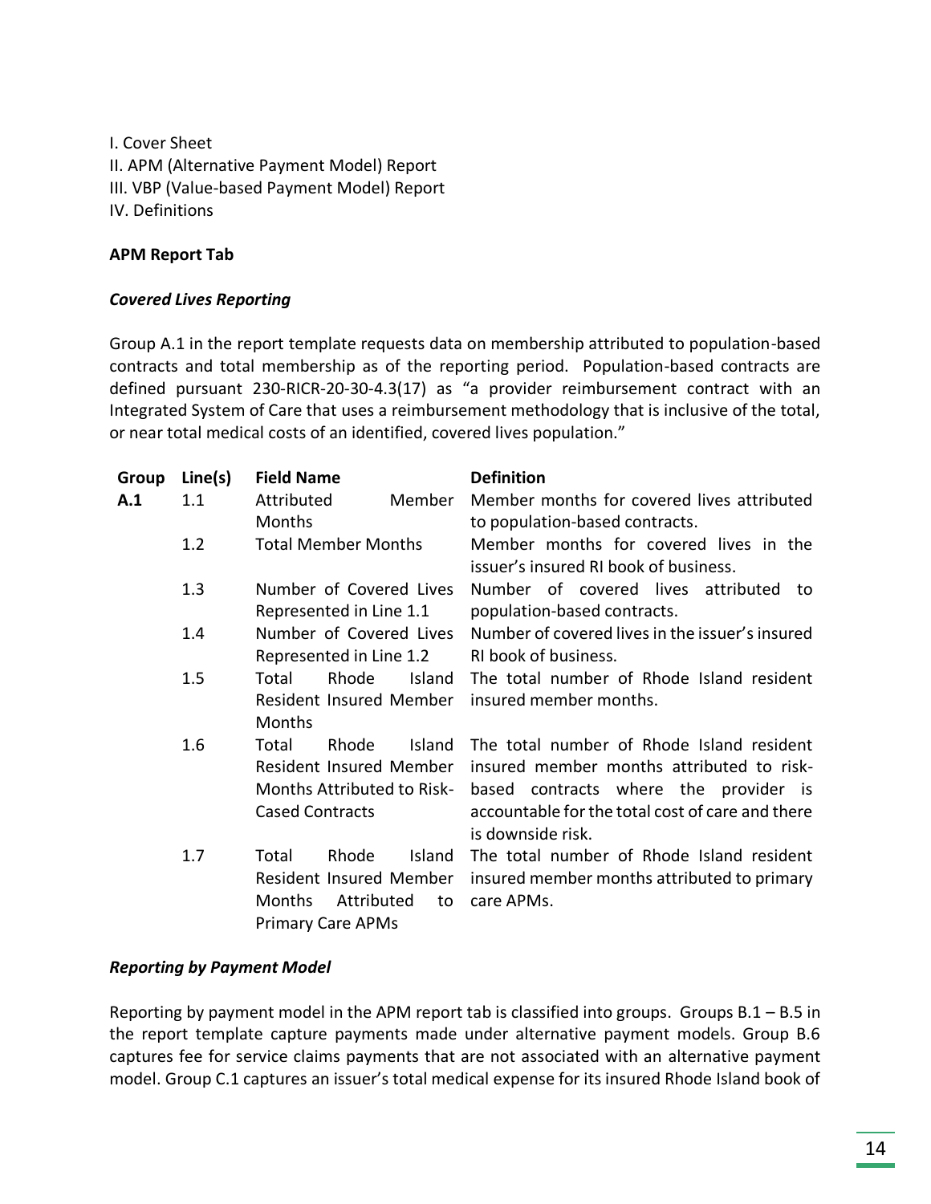I. Cover Sheet
II. APM (Alternative Payment Model) Report
III. VBP (Value-based Payment Model) Report
IV. Definitions

**APM Report Tab**

***Covered Lives Reporting***

Group A.1 in the report template requests data on membership attributed to population-based contracts and total membership as of the reporting period. Population-based contracts are defined pursuant 230-RICR-20-30-4.3(17) as "a provider reimbursement contract with an Integrated System of Care that uses a reimbursement methodology that is inclusive of the total, or near total medical costs of an identified, covered lives population."

| Group | Line(s) | Field Name | Definition |
|---|---|---|---|
| **A.1** | 1.1 | Attributed Member Months | Member months for covered lives attributed to population-based contracts. |
| | 1.2 | Total Member Months | Member months for covered lives in the issuer's insured RI book of business. |
| | 1.3 | Number of Covered Lives Represented in Line 1.1 | Number of covered lives attributed to population-based contracts. |
| | 1.4 | Number of Covered Lives Represented in Line 1.2 | Number of covered lives in the issuer's insured RI book of business. |
| | 1.5 | Total Rhode Island Resident Insured Member Months | The total number of Rhode Island resident insured member months. |
| | 1.6 | Total Rhode Island Resident Insured Member Months Attributed to Risk-Cased Contracts | The total number of Rhode Island resident insured member months attributed to risk-based contracts where the provider is accountable for the total cost of care and there is downside risk. |
| | 1.7 | Total Rhode Island Resident Insured Member Months Attributed to Primary Care APMs | The total number of Rhode Island resident insured member months attributed to primary care APMs. |

***Reporting by Payment Model***

Reporting by payment model in the APM report tab is classified into groups. Groups B.1 – B.5 in the report template capture payments made under alternative payment models. Group B.6 captures fee for service claims payments that are not associated with an alternative payment model. Group C.1 captures an issuer's total medical expense for its insured Rhode Island book of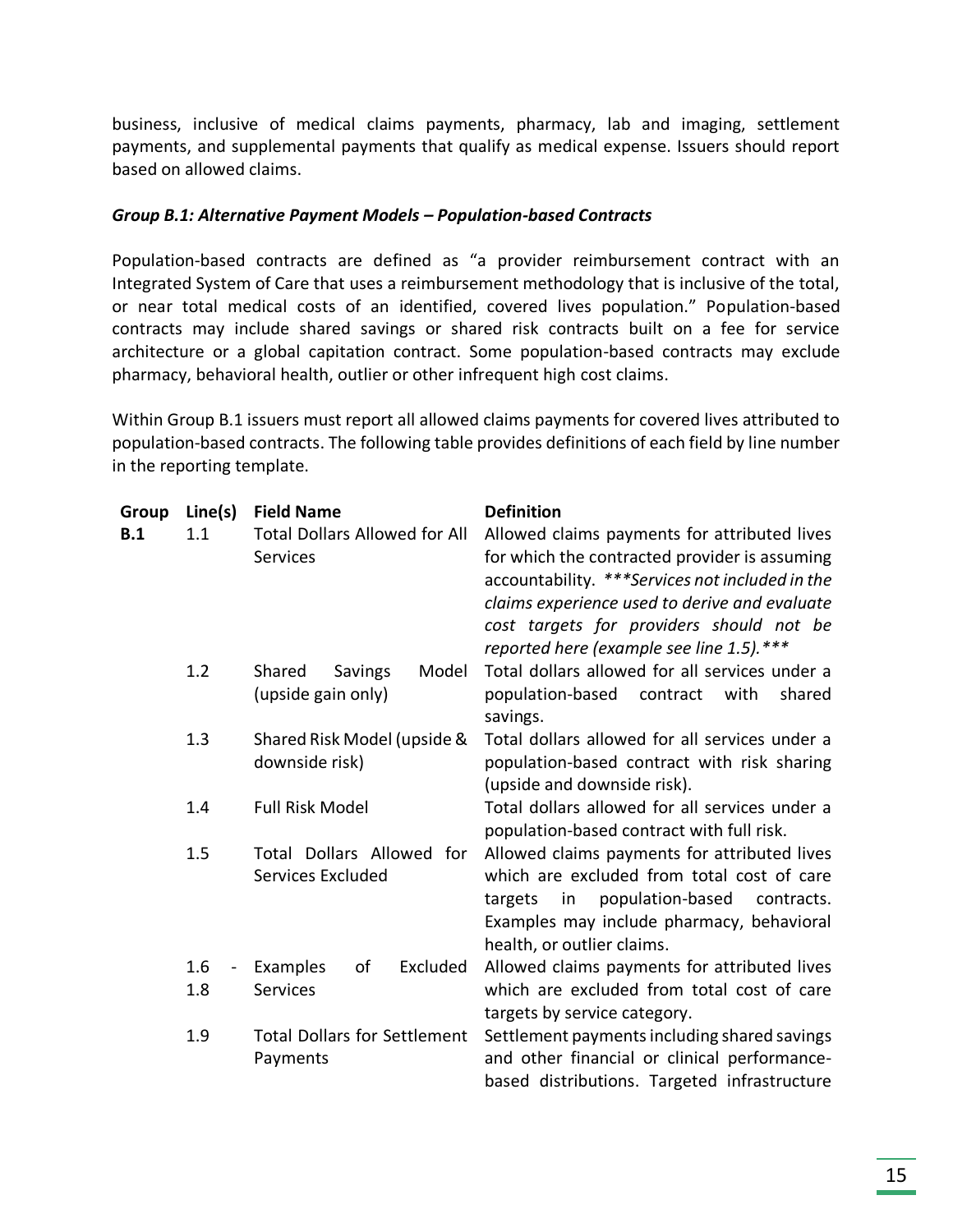business, inclusive of medical claims payments, pharmacy, lab and imaging, settlement payments, and supplemental payments that qualify as medical expense. Issuers should report based on allowed claims.

***Group B.1: Alternative Payment Models – Population-based Contracts***

Population-based contracts are defined as "a provider reimbursement contract with an Integrated System of Care that uses a reimbursement methodology that is inclusive of the total, or near total medical costs of an identified, covered lives population." Population-based contracts may include shared savings or shared risk contracts built on a fee for service architecture or a global capitation contract. Some population-based contracts may exclude pharmacy, behavioral health, outlier or other infrequent high cost claims.

Within Group B.1 issuers must report all allowed claims payments for covered lives attributed to population-based contracts. The following table provides definitions of each field by line number in the reporting template.

| Group | Line(s) | Field Name | Definition |
|---|---|---|---|
| **B.1** | 1.1 | Total Dollars Allowed for All Services | Allowed claims payments for attributed lives for which the contracted provider is assuming accountability. ****Services not included in the claims experience used to derive and evaluate cost targets for providers should not be reported here (example see line 1.5).**** |
| | 1.2 | Shared Savings Model (upside gain only) | Total dollars allowed for all services under a population-based contract with shared savings. |
| | 1.3 | Shared Risk Model (upside & downside risk) | Total dollars allowed for all services under a population-based contract with risk sharing (upside and downside risk). |
| | 1.4 | Full Risk Model | Total dollars allowed for all services under a population-based contract with full risk. |
| | 1.5 | Total Dollars Allowed for Services Excluded | Allowed claims payments for attributed lives which are excluded from total cost of care targets in population-based contracts. Examples may include pharmacy, behavioral health, or outlier claims. |
| | 1.6 - 1.8 | Examples of Excluded Services | Allowed claims payments for attributed lives which are excluded from total cost of care targets by service category. |
| | 1.9 | Total Dollars for Settlement Payments | Settlement payments including shared savings and other financial or clinical performance-based distributions. Targeted infrastructure |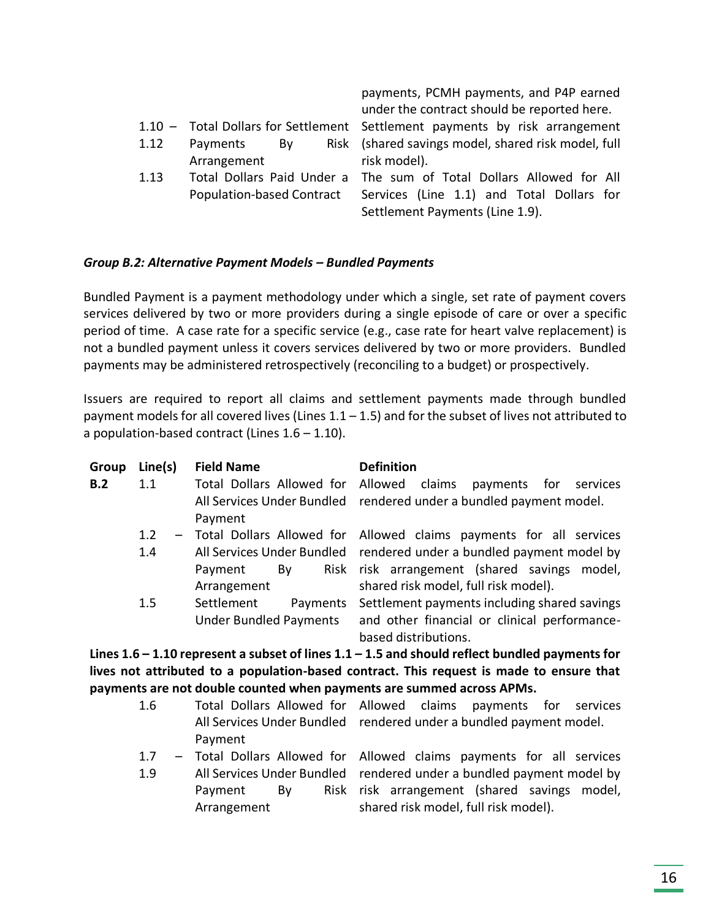| | | | |
|---|---|---|---|
| | | | payments, PCMH payments, and P4P earned under the contract should be reported here. |
| | 1.10 – 1.12 | Total Dollars for Settlement Payments By Risk Arrangement | Settlement payments by risk arrangement (shared savings model, shared risk model, full risk model). |
| | 1.13 | Total Dollars Paid Under a Population-based Contract | The sum of Total Dollars Allowed for All Services (Line 1.1) and Total Dollars for Settlement Payments (Line 1.9). |

***Group B.2: Alternative Payment Models – Bundled Payments***

Bundled Payment is a payment methodology under which a single, set rate of payment covers services delivered by two or more providers during a single episode of care or over a specific period of time. A case rate for a specific service (e.g., case rate for heart valve replacement) is not a bundled payment unless it covers services delivered by two or more providers. Bundled payments may be administered retrospectively (reconciling to a budget) or prospectively.

Issuers are required to report all claims and settlement payments made through bundled payment models for all covered lives (Lines 1.1 – 1.5) and for the subset of lives not attributed to a population-based contract (Lines 1.6 – 1.10).

| Group | Line(s) | Field Name | Definition |
|---|---|---|---|
| **B.2** | 1.1 | Total Dollars Allowed for All Services Under Bundled Payment | Allowed claims payments for services rendered under a bundled payment model. |
| | 1.2 – 1.4 | Total Dollars Allowed for All Services Under Bundled Payment By Risk Arrangement | Allowed claims payments for all services rendered under a bundled payment model by risk arrangement (shared savings model, shared risk model, full risk model). |
| | 1.5 | Settlement Payments Under Bundled Payments | Settlement payments including shared savings and other financial or clinical performance-based distributions. |
| **Lines 1.6 – 1.10 represent a subset of lines 1.1 – 1.5 and should reflect bundled payments for lives not attributed to a population-based contract. This request is made to ensure that payments are not double counted when payments are summed across APMs.** | | | |
| | 1.6 | Total Dollars Allowed for All Services Under Bundled Payment | Allowed claims payments for services rendered under a bundled payment model. |
| | 1.7 – 1.9 | Total Dollars Allowed for All Services Under Bundled Payment By Risk Arrangement | Allowed claims payments for all services rendered under a bundled payment model by risk arrangement (shared savings model, shared risk model, full risk model). |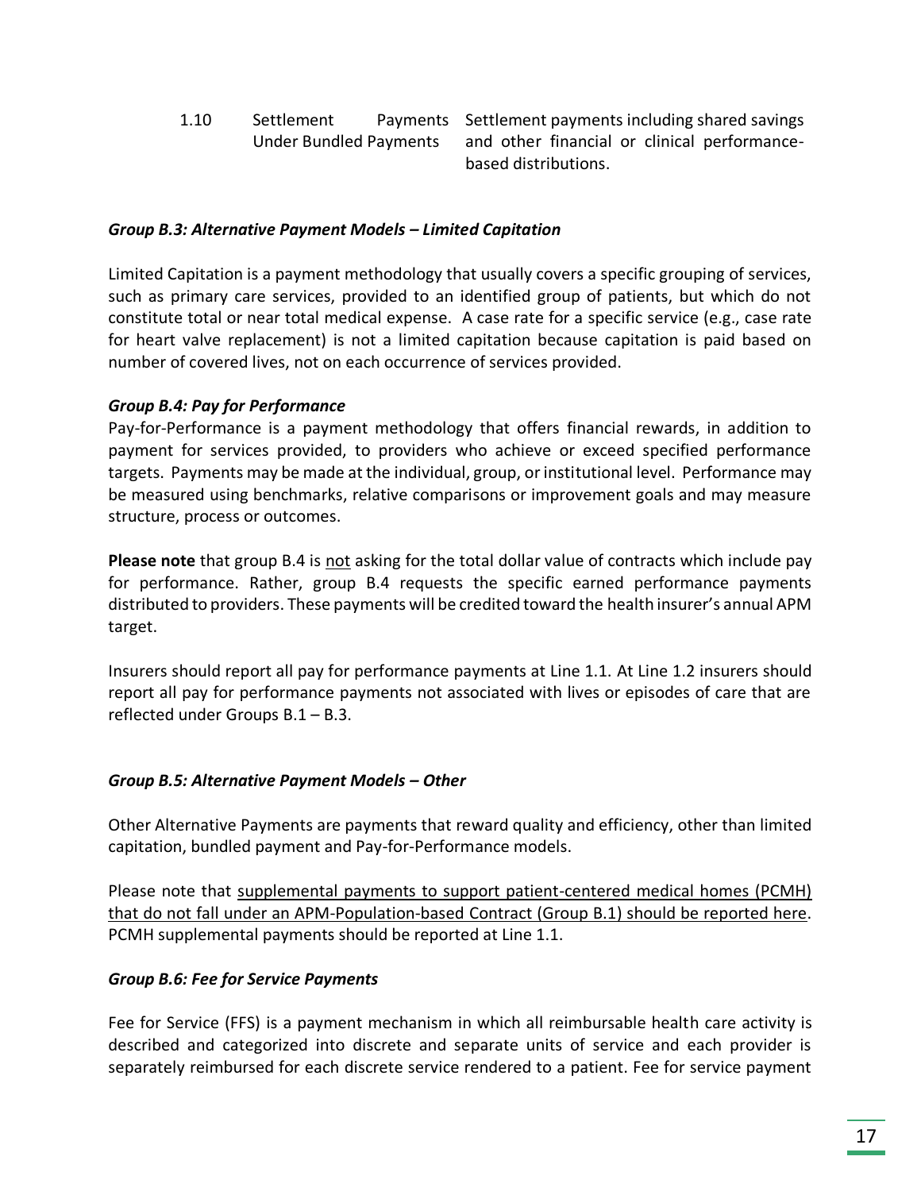| | | |
|---|---|---|
| 1.10 | Settlement Payments Under Bundled Payments | Settlement payments including shared savings and other financial or clinical performance-based distributions. |

***Group B.3: Alternative Payment Models – Limited Capitation***

Limited Capitation is a payment methodology that usually covers a specific grouping of services, such as primary care services, provided to an identified group of patients, but which do not constitute total or near total medical expense. A case rate for a specific service (e.g., case rate for heart valve replacement) is not a limited capitation because capitation is paid based on number of covered lives, not on each occurrence of services provided.

***Group B.4: Pay for Performance***

Pay-for-Performance is a payment methodology that offers financial rewards, in addition to payment for services provided, to providers who achieve or exceed specified performance targets. Payments may be made at the individual, group, or institutional level. Performance may be measured using benchmarks, relative comparisons or improvement goals and may measure structure, process or outcomes.

**Please note** that group B.4 is <u>not</u> asking for the total dollar value of contracts which include pay for performance. Rather, group B.4 requests the specific earned performance payments distributed to providers. These payments will be credited toward the health insurer's annual APM target.

Insurers should report all pay for performance payments at Line 1.1. At Line 1.2 insurers should report all pay for performance payments not associated with lives or episodes of care that are reflected under Groups B.1 – B.3.

***Group B.5: Alternative Payment Models – Other***

Other Alternative Payments are payments that reward quality and efficiency, other than limited capitation, bundled payment and Pay-for-Performance models.

Please note that <u>supplemental payments to support patient-centered medical homes (PCMH) that do not fall under an APM-Population-based Contract (Group B.1) should be reported here</u>. PCMH supplemental payments should be reported at Line 1.1.

***Group B.6: Fee for Service Payments***

Fee for Service (FFS) is a payment mechanism in which all reimbursable health care activity is described and categorized into discrete and separate units of service and each provider is separately reimbursed for each discrete service rendered to a patient. Fee for service payment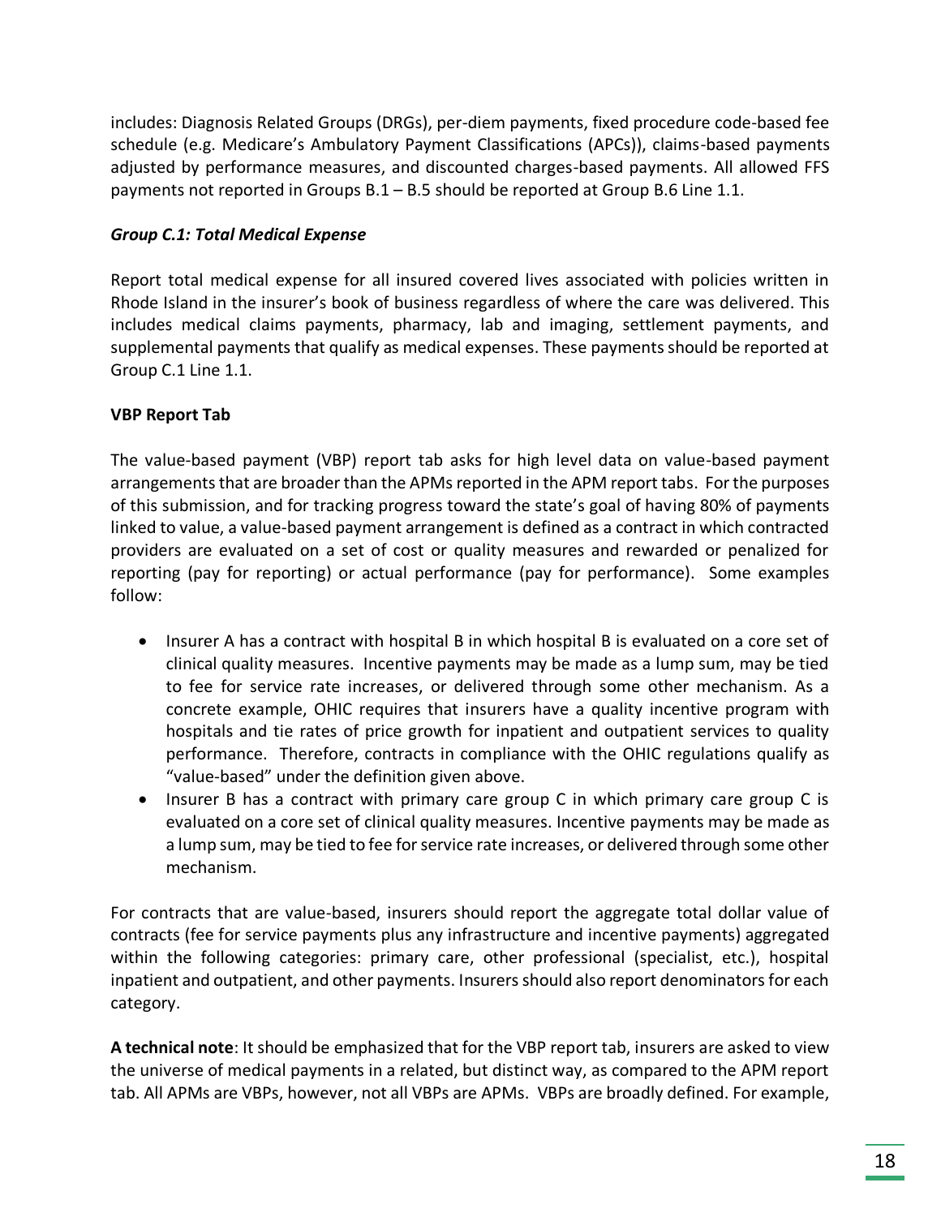includes: Diagnosis Related Groups (DRGs), per-diem payments, fixed procedure code-based fee schedule (e.g. Medicare's Ambulatory Payment Classifications (APCs)), claims-based payments adjusted by performance measures, and discounted charges-based payments. All allowed FFS payments not reported in Groups B.1 – B.5 should be reported at Group B.6 Line 1.1.

***Group C.1: Total Medical Expense***

Report total medical expense for all insured covered lives associated with policies written in Rhode Island in the insurer's book of business regardless of where the care was delivered. This includes medical claims payments, pharmacy, lab and imaging, settlement payments, and supplemental payments that qualify as medical expenses. These payments should be reported at Group C.1 Line 1.1.

**VBP Report Tab**

The value-based payment (VBP) report tab asks for high level data on value-based payment arrangements that are broader than the APMs reported in the APM report tabs. For the purposes of this submission, and for tracking progress toward the state's goal of having 80% of payments linked to value, a value-based payment arrangement is defined as a contract in which contracted providers are evaluated on a set of cost or quality measures and rewarded or penalized for reporting (pay for reporting) or actual performance (pay for performance). Some examples follow:

- Insurer A has a contract with hospital B in which hospital B is evaluated on a core set of clinical quality measures. Incentive payments may be made as a lump sum, may be tied to fee for service rate increases, or delivered through some other mechanism. As a concrete example, OHIC requires that insurers have a quality incentive program with hospitals and tie rates of price growth for inpatient and outpatient services to quality performance. Therefore, contracts in compliance with the OHIC regulations qualify as "value-based" under the definition given above.
- Insurer B has a contract with primary care group C in which primary care group C is evaluated on a core set of clinical quality measures. Incentive payments may be made as a lump sum, may be tied to fee for service rate increases, or delivered through some other mechanism.

For contracts that are value-based, insurers should report the aggregate total dollar value of contracts (fee for service payments plus any infrastructure and incentive payments) aggregated within the following categories: primary care, other professional (specialist, etc.), hospital inpatient and outpatient, and other payments. Insurers should also report denominators for each category.

**A technical note**: It should be emphasized that for the VBP report tab, insurers are asked to view the universe of medical payments in a related, but distinct way, as compared to the APM report tab. All APMs are VBPs, however, not all VBPs are APMs. VBPs are broadly defined. For example,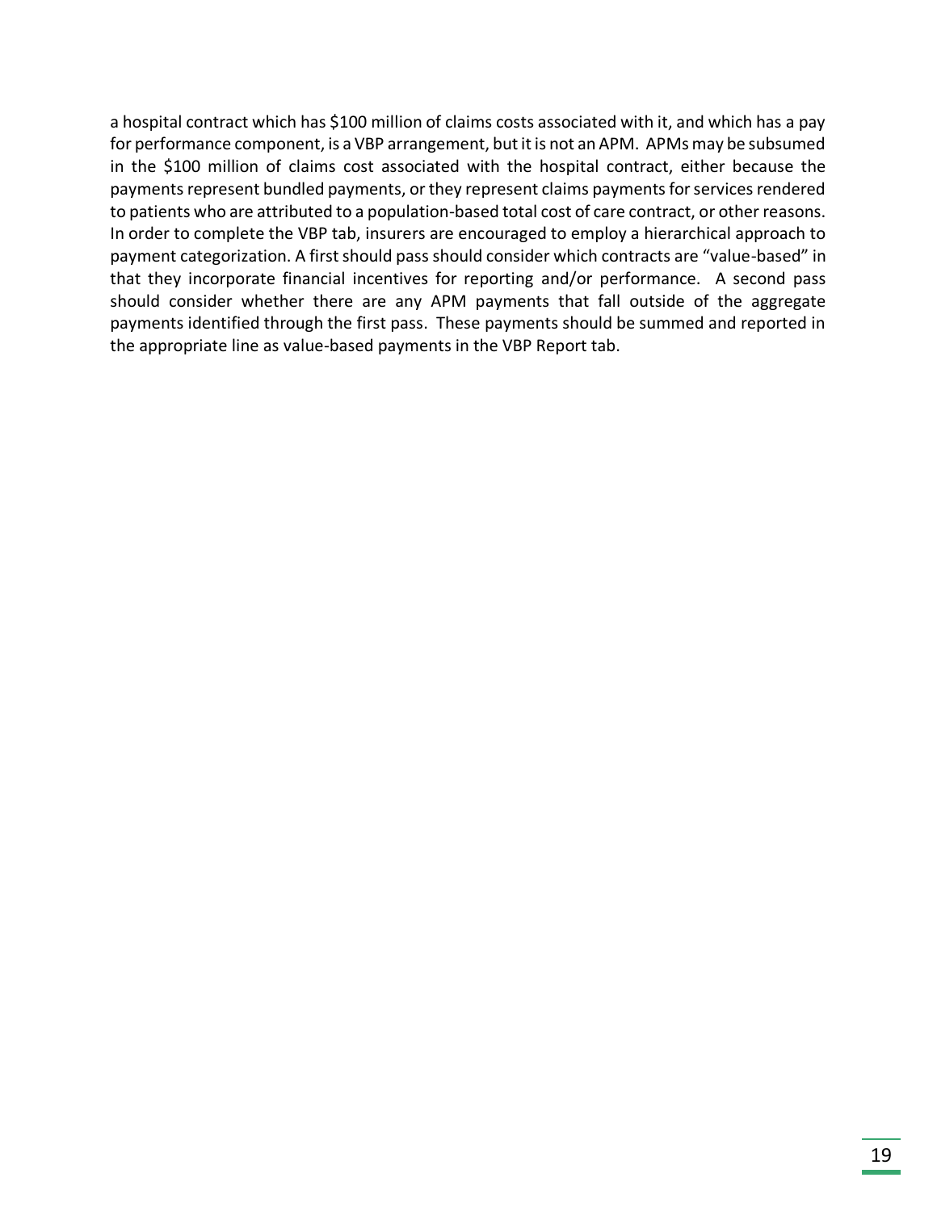a hospital contract which has $100 million of claims costs associated with it, and which has a pay for performance component, is a VBP arrangement, but it is not an APM. APMs may be subsumed in the $100 million of claims cost associated with the hospital contract, either because the payments represent bundled payments, or they represent claims payments for services rendered to patients who are attributed to a population-based total cost of care contract, or other reasons. In order to complete the VBP tab, insurers are encouraged to employ a hierarchical approach to payment categorization. A first should pass should consider which contracts are "value-based" in that they incorporate financial incentives for reporting and/or performance. A second pass should consider whether there are any APM payments that fall outside of the aggregate payments identified through the first pass. These payments should be summed and reported in the appropriate line as value-based payments in the VBP Report tab.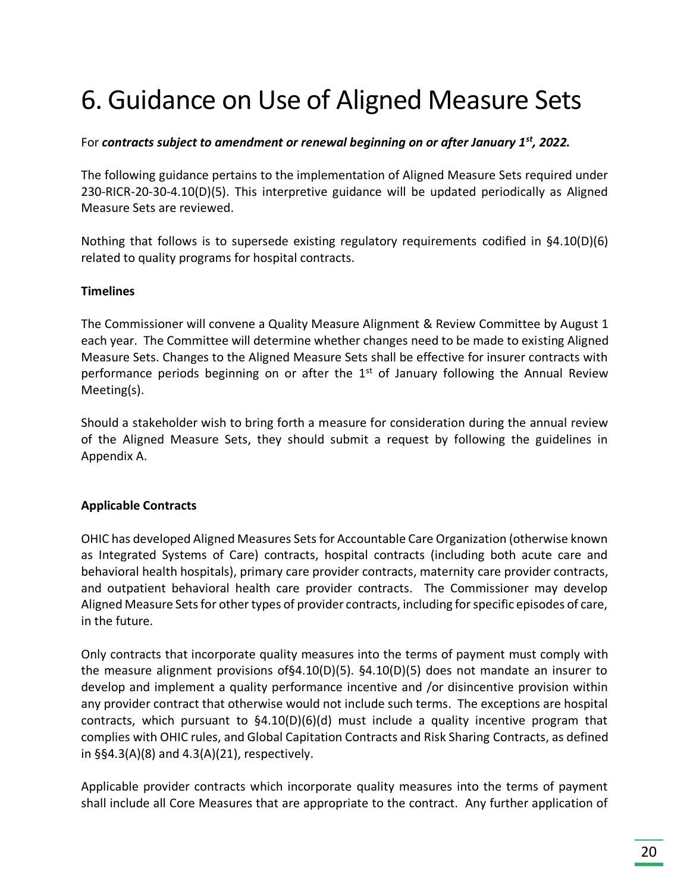# 6. Guidance on Use of Aligned Measure Sets

For ***contracts subject to amendment or renewal beginning on or after January 1st, 2022.***

The following guidance pertains to the implementation of Aligned Measure Sets required under 230-RICR-20-30-4.10(D)(5). This interpretive guidance will be updated periodically as Aligned Measure Sets are reviewed.

Nothing that follows is to supersede existing regulatory requirements codified in §4.10(D)(6) related to quality programs for hospital contracts.

**Timelines**

The Commissioner will convene a Quality Measure Alignment & Review Committee by August 1 each year. The Committee will determine whether changes need to be made to existing Aligned Measure Sets. Changes to the Aligned Measure Sets shall be effective for insurer contracts with performance periods beginning on or after the 1st of January following the Annual Review Meeting(s).

Should a stakeholder wish to bring forth a measure for consideration during the annual review of the Aligned Measure Sets, they should submit a request by following the guidelines in Appendix A.

**Applicable Contracts**

OHIC has developed Aligned Measures Sets for Accountable Care Organization (otherwise known as Integrated Systems of Care) contracts, hospital contracts (including both acute care and behavioral health hospitals), primary care provider contracts, maternity care provider contracts, and outpatient behavioral health care provider contracts. The Commissioner may develop Aligned Measure Sets for other types of provider contracts, including for specific episodes of care, in the future.

Only contracts that incorporate quality measures into the terms of payment must comply with the measure alignment provisions of§4.10(D)(5). §4.10(D)(5) does not mandate an insurer to develop and implement a quality performance incentive and /or disincentive provision within any provider contract that otherwise would not include such terms. The exceptions are hospital contracts, which pursuant to §4.10(D)(6)(d) must include a quality incentive program that complies with OHIC rules, and Global Capitation Contracts and Risk Sharing Contracts, as defined in §§4.3(A)(8) and 4.3(A)(21), respectively.

Applicable provider contracts which incorporate quality measures into the terms of payment shall include all Core Measures that are appropriate to the contract. Any further application of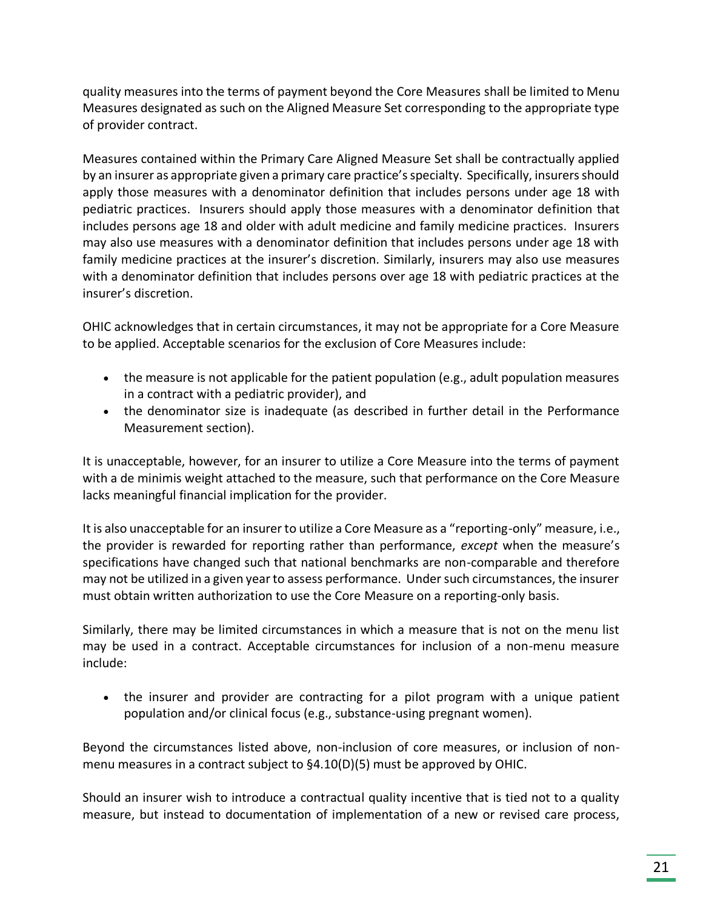quality measures into the terms of payment beyond the Core Measures shall be limited to Menu Measures designated as such on the Aligned Measure Set corresponding to the appropriate type of provider contract.

Measures contained within the Primary Care Aligned Measure Set shall be contractually applied by an insurer as appropriate given a primary care practice's specialty. Specifically, insurers should apply those measures with a denominator definition that includes persons under age 18 with pediatric practices. Insurers should apply those measures with a denominator definition that includes persons age 18 and older with adult medicine and family medicine practices. Insurers may also use measures with a denominator definition that includes persons under age 18 with family medicine practices at the insurer's discretion. Similarly, insurers may also use measures with a denominator definition that includes persons over age 18 with pediatric practices at the insurer's discretion.

OHIC acknowledges that in certain circumstances, it may not be appropriate for a Core Measure to be applied. Acceptable scenarios for the exclusion of Core Measures include:

- the measure is not applicable for the patient population (e.g., adult population measures in a contract with a pediatric provider), and
- the denominator size is inadequate (as described in further detail in the Performance Measurement section).

It is unacceptable, however, for an insurer to utilize a Core Measure into the terms of payment with a de minimis weight attached to the measure, such that performance on the Core Measure lacks meaningful financial implication for the provider.

It is also unacceptable for an insurer to utilize a Core Measure as a "reporting-only" measure, i.e., the provider is rewarded for reporting rather than performance, *except* when the measure's specifications have changed such that national benchmarks are non-comparable and therefore may not be utilized in a given year to assess performance. Under such circumstances, the insurer must obtain written authorization to use the Core Measure on a reporting-only basis.

Similarly, there may be limited circumstances in which a measure that is not on the menu list may be used in a contract. Acceptable circumstances for inclusion of a non-menu measure include:

- the insurer and provider are contracting for a pilot program with a unique patient population and/or clinical focus (e.g., substance-using pregnant women).

Beyond the circumstances listed above, non-inclusion of core measures, or inclusion of non-menu measures in a contract subject to §4.10(D)(5) must be approved by OHIC.

Should an insurer wish to introduce a contractual quality incentive that is tied not to a quality measure, but instead to documentation of implementation of a new or revised care process,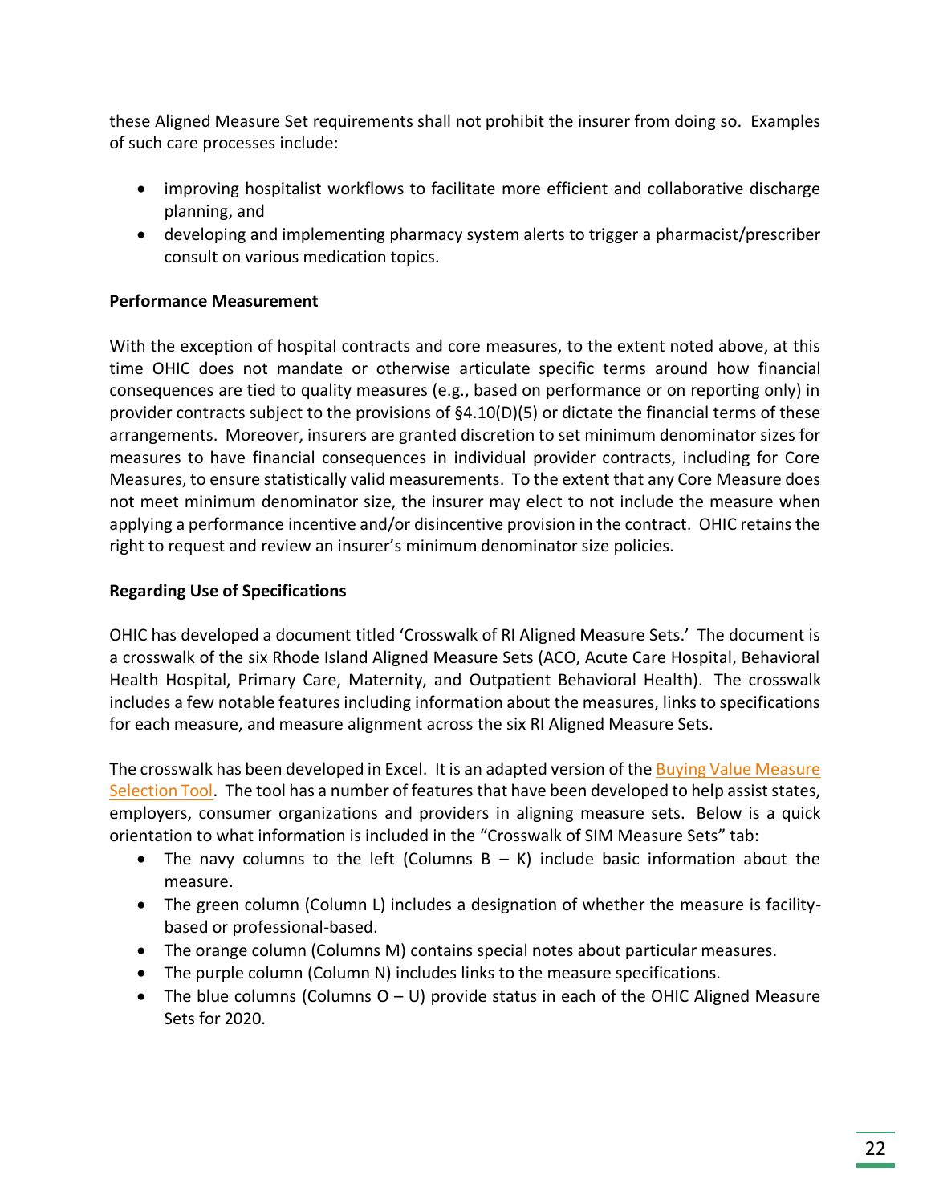these Aligned Measure Set requirements shall not prohibit the insurer from doing so. Examples of such care processes include:

- improving hospitalist workflows to facilitate more efficient and collaborative discharge planning, and
- developing and implementing pharmacy system alerts to trigger a pharmacist/prescriber consult on various medication topics.

**Performance Measurement**

With the exception of hospital contracts and core measures, to the extent noted above, at this time OHIC does not mandate or otherwise articulate specific terms around how financial consequences are tied to quality measures (e.g., based on performance or on reporting only) in provider contracts subject to the provisions of §4.10(D)(5) or dictate the financial terms of these arrangements. Moreover, insurers are granted discretion to set minimum denominator sizes for measures to have financial consequences in individual provider contracts, including for Core Measures, to ensure statistically valid measurements. To the extent that any Core Measure does not meet minimum denominator size, the insurer may elect to not include the measure when applying a performance incentive and/or disincentive provision in the contract. OHIC retains the right to request and review an insurer's minimum denominator size policies.

**Regarding Use of Specifications**

OHIC has developed a document titled 'Crosswalk of RI Aligned Measure Sets.' The document is a crosswalk of the six Rhode Island Aligned Measure Sets (ACO, Acute Care Hospital, Behavioral Health Hospital, Primary Care, Maternity, and Outpatient Behavioral Health). The crosswalk includes a few notable features including information about the measures, links to specifications for each measure, and measure alignment across the six RI Aligned Measure Sets.

The crosswalk has been developed in Excel. It is an adapted version of the Buying Value Measure Selection Tool. The tool has a number of features that have been developed to help assist states, employers, consumer organizations and providers in aligning measure sets. Below is a quick orientation to what information is included in the "Crosswalk of SIM Measure Sets" tab:

- The navy columns to the left (Columns B – K) include basic information about the measure.
- The green column (Column L) includes a designation of whether the measure is facility-based or professional-based.
- The orange column (Columns M) contains special notes about particular measures.
- The purple column (Column N) includes links to the measure specifications.
- The blue columns (Columns O – U) provide status in each of the OHIC Aligned Measure Sets for 2020.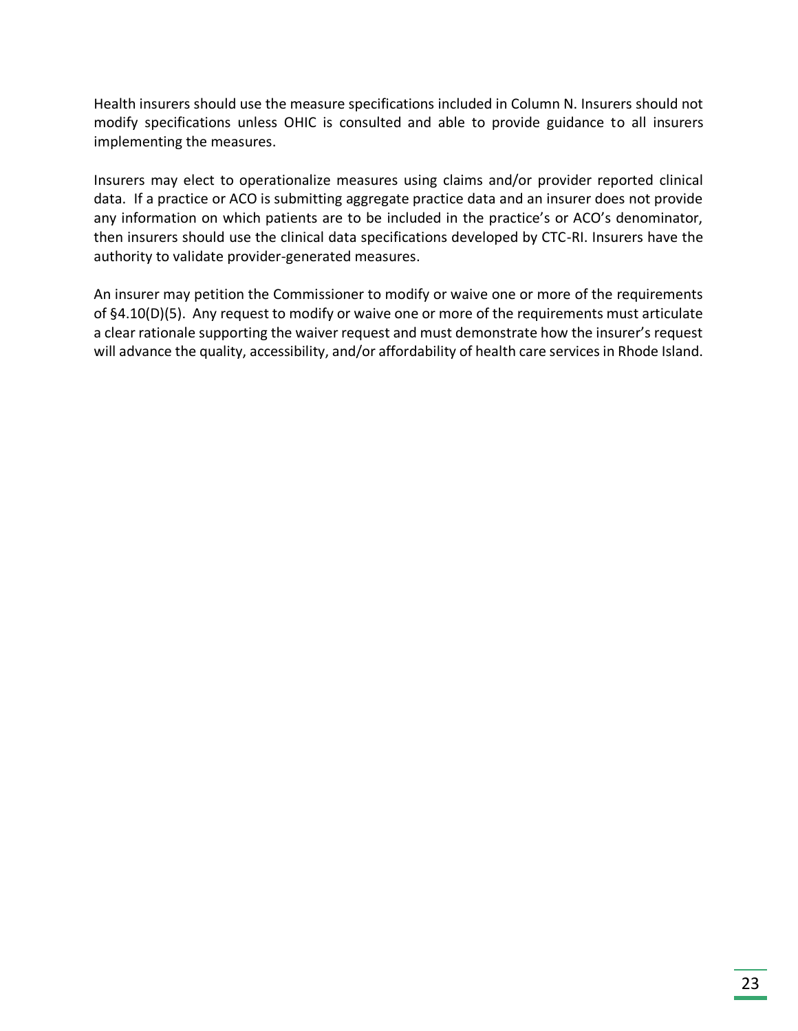Health insurers should use the measure specifications included in Column N. Insurers should not modify specifications unless OHIC is consulted and able to provide guidance to all insurers implementing the measures.

Insurers may elect to operationalize measures using claims and/or provider reported clinical data. If a practice or ACO is submitting aggregate practice data and an insurer does not provide any information on which patients are to be included in the practice's or ACO's denominator, then insurers should use the clinical data specifications developed by CTC-RI. Insurers have the authority to validate provider-generated measures.

An insurer may petition the Commissioner to modify or waive one or more of the requirements of §4.10(D)(5). Any request to modify or waive one or more of the requirements must articulate a clear rationale supporting the waiver request and must demonstrate how the insurer's request will advance the quality, accessibility, and/or affordability of health care services in Rhode Island.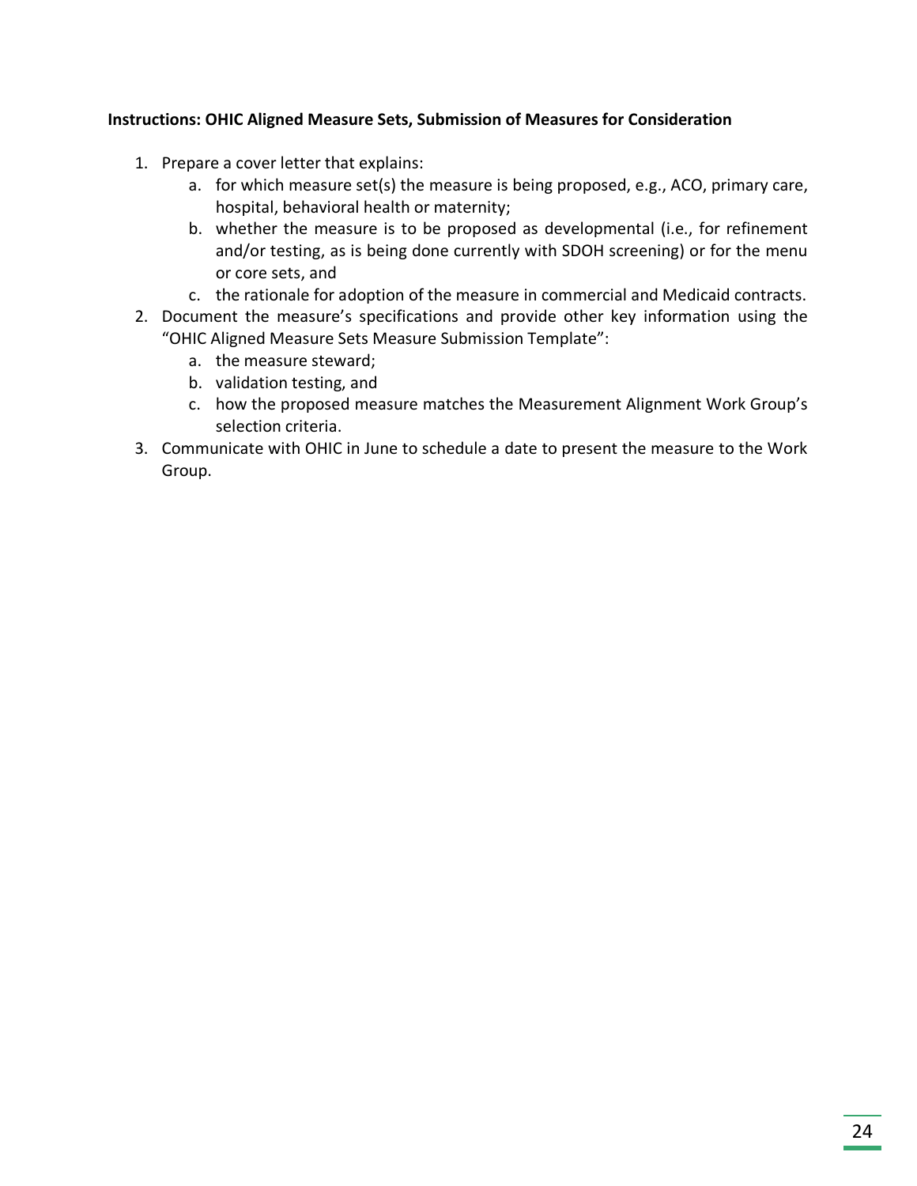**Instructions: OHIC Aligned Measure Sets, Submission of Measures for Consideration**

1. Prepare a cover letter that explains:
    a. for which measure set(s) the measure is being proposed, e.g., ACO, primary care, hospital, behavioral health or maternity;
    b. whether the measure is to be proposed as developmental (i.e., for refinement and/or testing, as is being done currently with SDOH screening) or for the menu or core sets, and
    c. the rationale for adoption of the measure in commercial and Medicaid contracts.
2. Document the measure's specifications and provide other key information using the "OHIC Aligned Measure Sets Measure Submission Template":
    a. the measure steward;
    b. validation testing, and
    c. how the proposed measure matches the Measurement Alignment Work Group's selection criteria.
3. Communicate with OHIC in June to schedule a date to present the measure to the Work Group.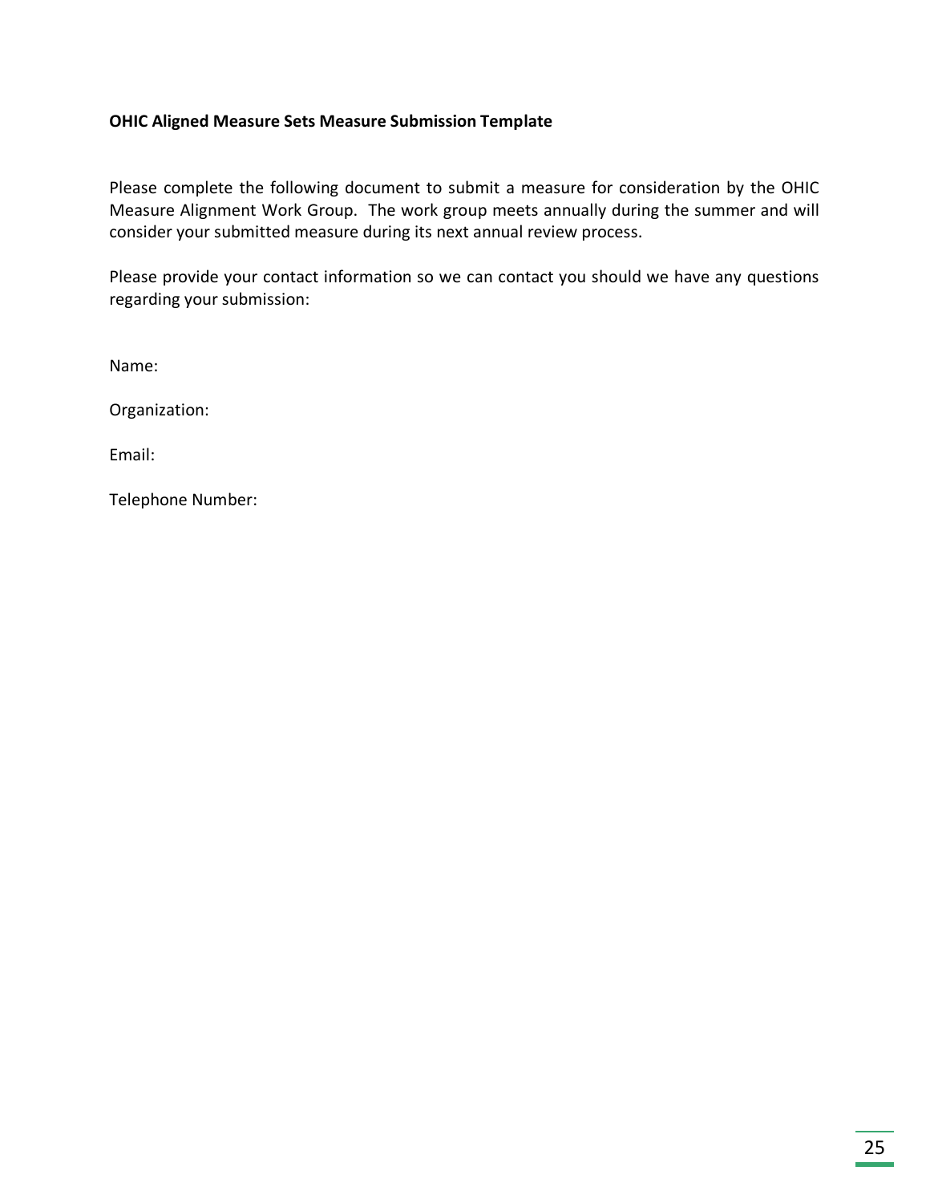**OHIC Aligned Measure Sets Measure Submission Template**

Please complete the following document to submit a measure for consideration by the OHIC Measure Alignment Work Group. The work group meets annually during the summer and will consider your submitted measure during its next annual review process.

Please provide your contact information so we can contact you should we have any questions regarding your submission:

Name:

Organization:

Email:

Telephone Number: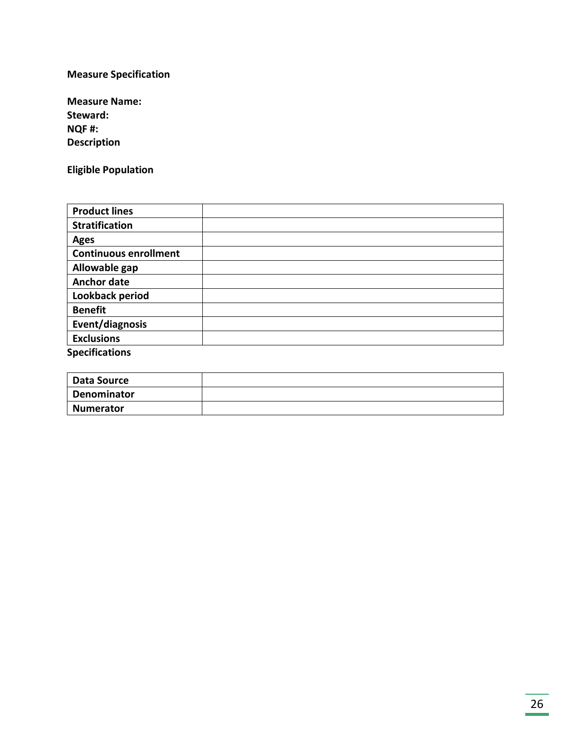**Measure Specification**

**Measure Name:**
**Steward:**
**NQF #:**
**Description**

**Eligible Population**

| | |
|---|---|
| **Product lines** | |
| **Stratification** | |
| **Ages** | |
| **Continuous enrollment** | |
| **Allowable gap** | |
| **Anchor date** | |
| **Lookback period** | |
| **Benefit** | |
| **Event/diagnosis** | |
| **Exclusions** | |

**Specifications**

| | |
|---|---|
| **Data Source** | |
| **Denominator** | |
| **Numerator** | |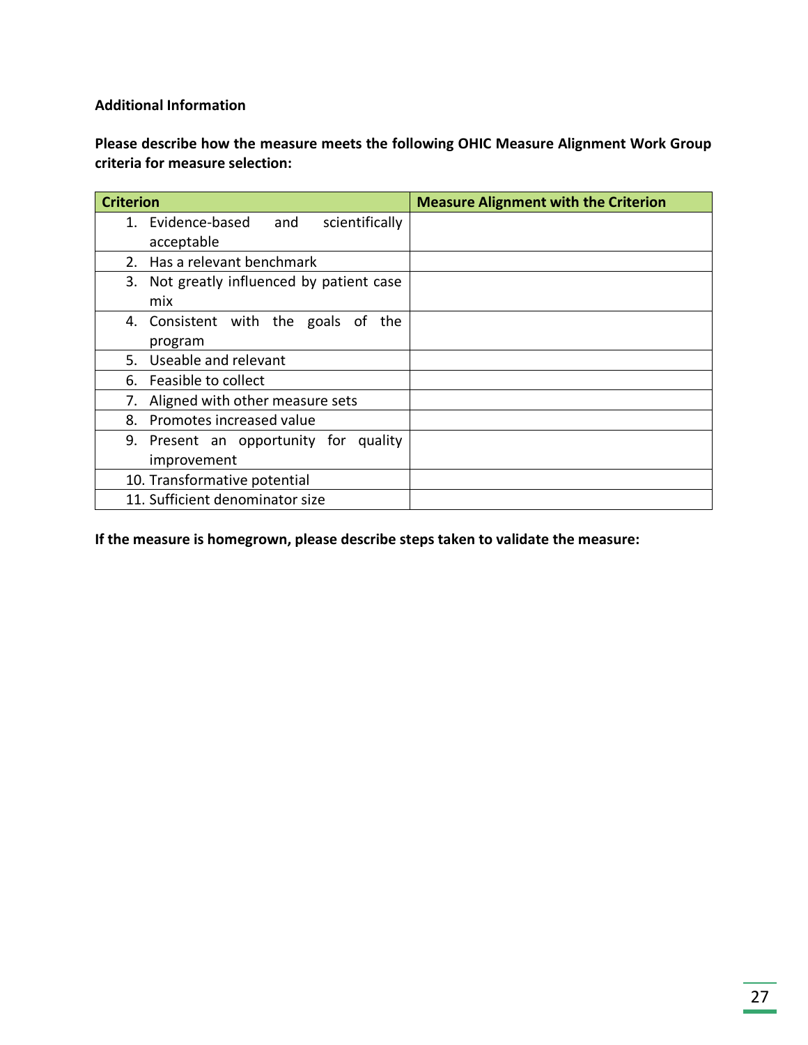**Additional Information**

**Please describe how the measure meets the following OHIC Measure Alignment Work Group criteria for measure selection:**

| Criterion | Measure Alignment with the Criterion |
| --- | --- |
| 1. Evidence-based and scientifically acceptable | |
| 2. Has a relevant benchmark | |
| 3. Not greatly influenced by patient case mix | |
| 4. Consistent with the goals of the program | |
| 5. Useable and relevant | |
| 6. Feasible to collect | |
| 7. Aligned with other measure sets | |
| 8. Promotes increased value | |
| 9. Present an opportunity for quality improvement | |
| 10. Transformative potential | |
| 11. Sufficient denominator size | |

**If the measure is homegrown, please describe steps taken to validate the measure:**